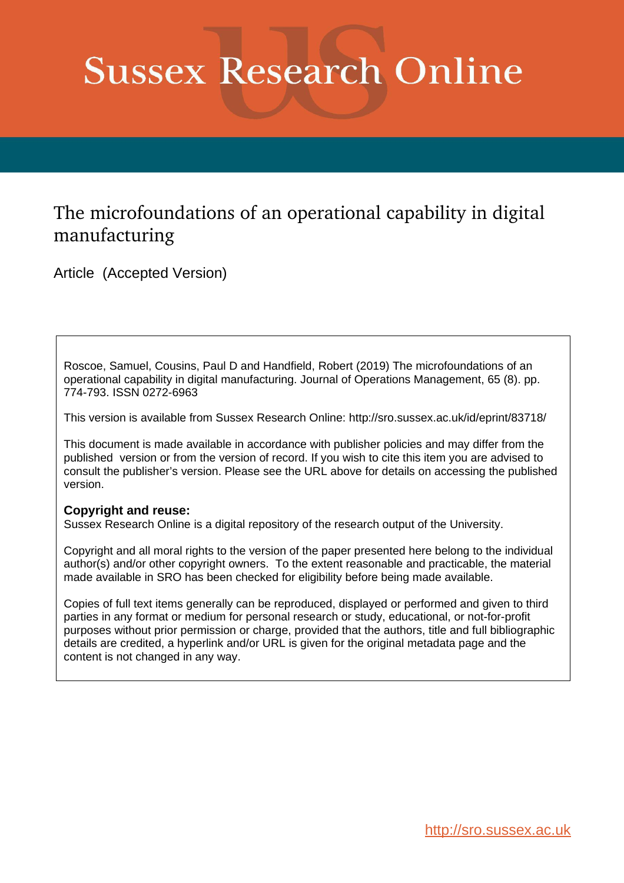# Sussex Research Online

## The microfoundations of an operational capability in digital manufacturing

Article (Accepted Version)

Roscoe, Samuel, Cousins, Paul D and Handfield, Robert (2019) The microfoundations of an operational capability in digital manufacturing. Journal of Operations Management, 65 (8). pp. 774-793. ISSN 0272-6963

This version is available from Sussex Research Online: http://sro.sussex.ac.uk/id/eprint/83718/

This document is made available in accordance with publisher policies and may differ from the published version or from the version of record. If you wish to cite this item you are advised to consult the publisher's version. Please see the URL above for details on accessing the published version.

**Copyright and reuse:**
Sussex Research Online is a digital repository of the research output of the University.

Copyright and all moral rights to the version of the paper presented here belong to the individual author(s) and/or other copyright owners. To the extent reasonable and practicable, the material made available in SRO has been checked for eligibility before being made available.

Copies of full text items generally can be reproduced, displayed or performed and given to third parties in any format or medium for personal research or study, educational, or not-for-profit purposes without prior permission or charge, provided that the authors, title and full bibliographic details are credited, a hyperlink and/or URL is given for the original metadata page and the content is not changed in any way.

http://sro.sussex.ac.uk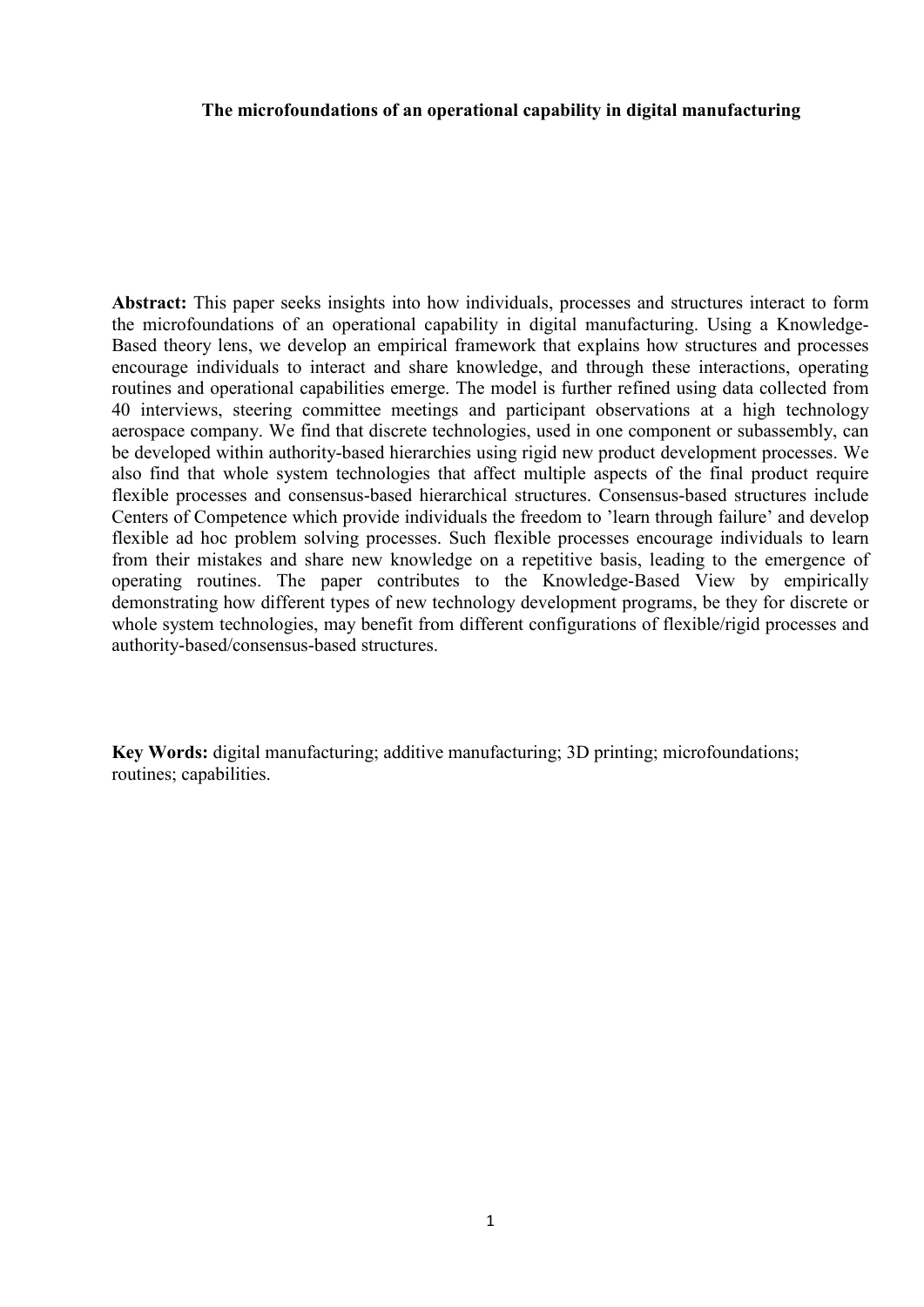**The microfoundations of an operational capability in digital manufacturing**

**Abstract:** This paper seeks insights into how individuals, processes and structures interact to form the microfoundations of an operational capability in digital manufacturing. Using a Knowledge-Based theory lens, we develop an empirical framework that explains how structures and processes encourage individuals to interact and share knowledge, and through these interactions, operating routines and operational capabilities emerge. The model is further refined using data collected from 40 interviews, steering committee meetings and participant observations at a high technology aerospace company. We find that discrete technologies, used in one component or subassembly, can be developed within authority-based hierarchies using rigid new product development processes. We also find that whole system technologies that affect multiple aspects of the final product require flexible processes and consensus-based hierarchical structures. Consensus-based structures include Centers of Competence which provide individuals the freedom to 'learn through failure' and develop flexible ad hoc problem solving processes. Such flexible processes encourage individuals to learn from their mistakes and share new knowledge on a repetitive basis, leading to the emergence of operating routines. The paper contributes to the Knowledge-Based View by empirically demonstrating how different types of new technology development programs, be they for discrete or whole system technologies, may benefit from different configurations of flexible/rigid processes and authority-based/consensus-based structures.

**Key Words:** digital manufacturing; additive manufacturing; 3D printing; microfoundations; routines; capabilities.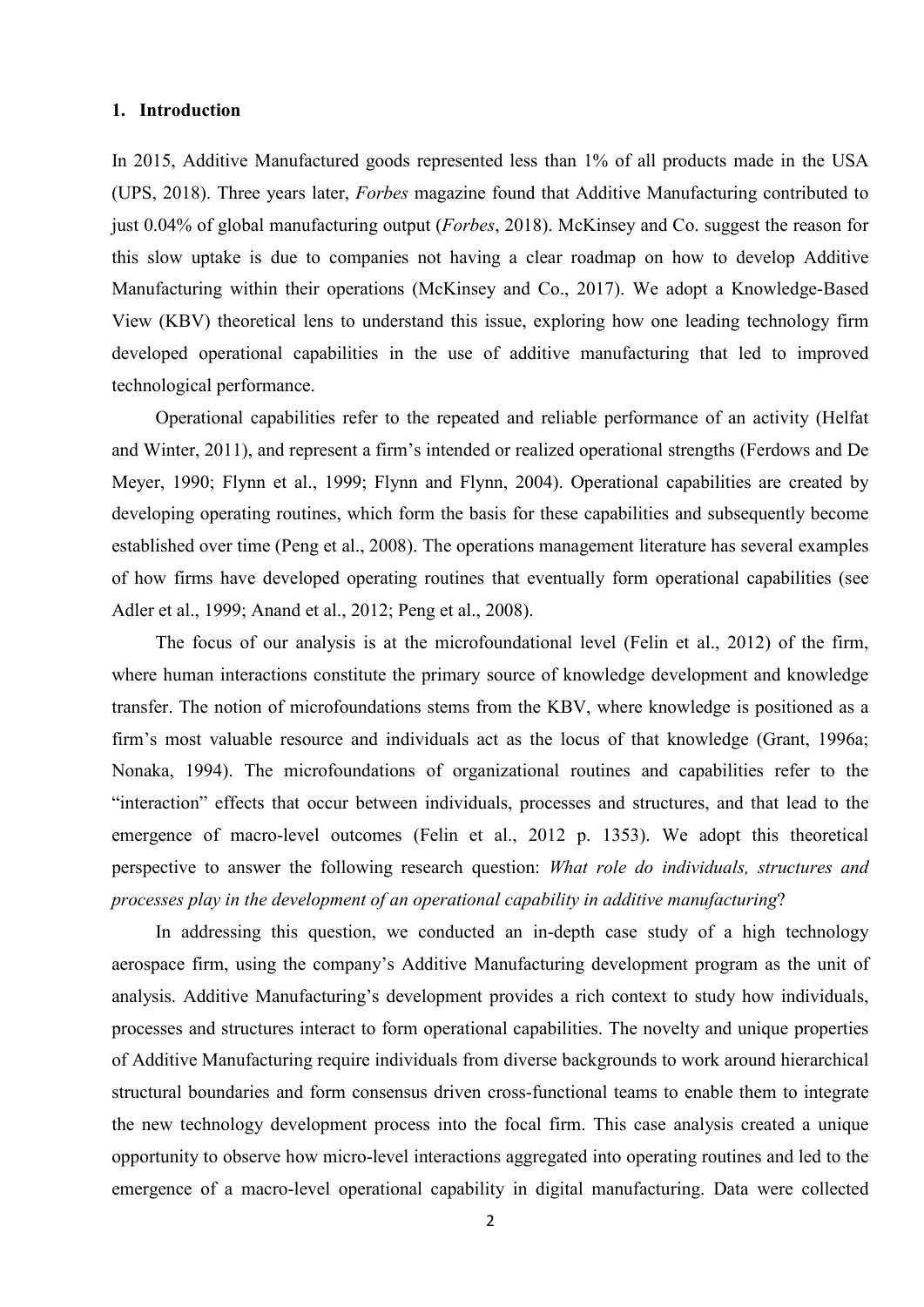## 1. Introduction

In 2015, Additive Manufactured goods represented less than 1% of all products made in the USA (UPS, 2018). Three years later, *Forbes* magazine found that Additive Manufacturing contributed to just 0.04% of global manufacturing output (*Forbes*, 2018). McKinsey and Co. suggest the reason for this slow uptake is due to companies not having a clear roadmap on how to develop Additive Manufacturing within their operations (McKinsey and Co., 2017). We adopt a Knowledge-Based View (KBV) theoretical lens to understand this issue, exploring how one leading technology firm developed operational capabilities in the use of additive manufacturing that led to improved technological performance.

Operational capabilities refer to the repeated and reliable performance of an activity (Helfat and Winter, 2011), and represent a firm's intended or realized operational strengths (Ferdows and De Meyer, 1990; Flynn et al., 1999; Flynn and Flynn, 2004). Operational capabilities are created by developing operating routines, which form the basis for these capabilities and subsequently become established over time (Peng et al., 2008). The operations management literature has several examples of how firms have developed operating routines that eventually form operational capabilities (see Adler et al., 1999; Anand et al., 2012; Peng et al., 2008).

The focus of our analysis is at the microfoundational level (Felin et al., 2012) of the firm, where human interactions constitute the primary source of knowledge development and knowledge transfer. The notion of microfoundations stems from the KBV, where knowledge is positioned as a firm's most valuable resource and individuals act as the locus of that knowledge (Grant, 1996a; Nonaka, 1994). The microfoundations of organizational routines and capabilities refer to the "interaction" effects that occur between individuals, processes and structures, and that lead to the emergence of macro-level outcomes (Felin et al., 2012 p. 1353). We adopt this theoretical perspective to answer the following research question: *What role do individuals, structures and processes play in the development of an operational capability in additive manufacturing*?

In addressing this question, we conducted an in-depth case study of a high technology aerospace firm, using the company's Additive Manufacturing development program as the unit of analysis. Additive Manufacturing's development provides a rich context to study how individuals, processes and structures interact to form operational capabilities. The novelty and unique properties of Additive Manufacturing require individuals from diverse backgrounds to work around hierarchical structural boundaries and form consensus driven cross-functional teams to enable them to integrate the new technology development process into the focal firm. This case analysis created a unique opportunity to observe how micro-level interactions aggregated into operating routines and led to the emergence of a macro-level operational capability in digital manufacturing. Data were collected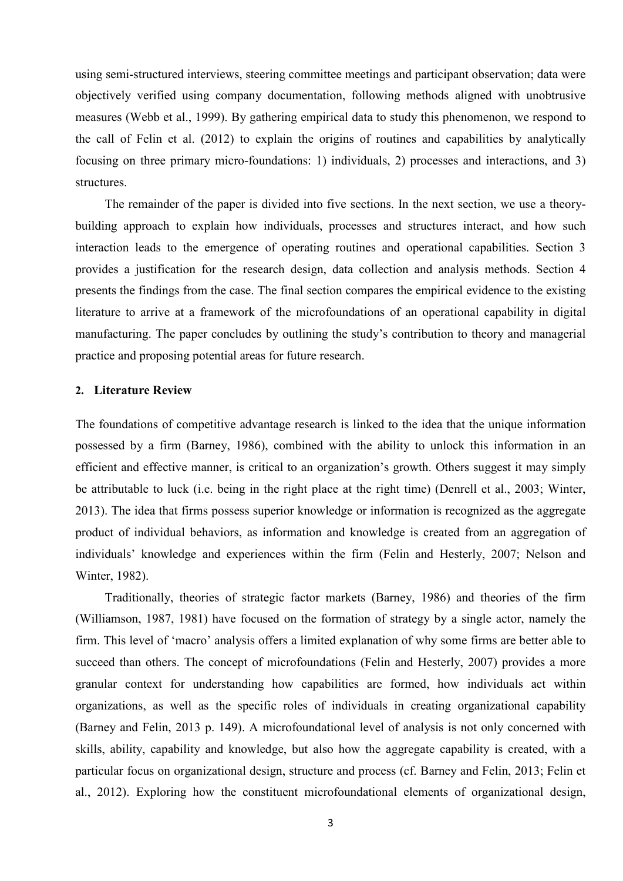using semi-structured interviews, steering committee meetings and participant observation; data were objectively verified using company documentation, following methods aligned with unobtrusive measures (Webb et al., 1999). By gathering empirical data to study this phenomenon, we respond to the call of Felin et al. (2012) to explain the origins of routines and capabilities by analytically focusing on three primary micro-foundations: 1) individuals, 2) processes and interactions, and 3) structures.

The remainder of the paper is divided into five sections. In the next section, we use a theory-building approach to explain how individuals, processes and structures interact, and how such interaction leads to the emergence of operating routines and operational capabilities. Section 3 provides a justification for the research design, data collection and analysis methods. Section 4 presents the findings from the case. The final section compares the empirical evidence to the existing literature to arrive at a framework of the microfoundations of an operational capability in digital manufacturing. The paper concludes by outlining the study's contribution to theory and managerial practice and proposing potential areas for future research.

## 2. Literature Review

The foundations of competitive advantage research is linked to the idea that the unique information possessed by a firm (Barney, 1986), combined with the ability to unlock this information in an efficient and effective manner, is critical to an organization's growth. Others suggest it may simply be attributable to luck (i.e. being in the right place at the right time) (Denrell et al., 2003; Winter, 2013). The idea that firms possess superior knowledge or information is recognized as the aggregate product of individual behaviors, as information and knowledge is created from an aggregation of individuals' knowledge and experiences within the firm (Felin and Hesterly, 2007; Nelson and Winter, 1982).

Traditionally, theories of strategic factor markets (Barney, 1986) and theories of the firm (Williamson, 1987, 1981) have focused on the formation of strategy by a single actor, namely the firm. This level of 'macro' analysis offers a limited explanation of why some firms are better able to succeed than others. The concept of microfoundations (Felin and Hesterly, 2007) provides a more granular context for understanding how capabilities are formed, how individuals act within organizations, as well as the specific roles of individuals in creating organizational capability (Barney and Felin, 2013 p. 149). A microfoundational level of analysis is not only concerned with skills, ability, capability and knowledge, but also how the aggregate capability is created, with a particular focus on organizational design, structure and process (cf. Barney and Felin, 2013; Felin et al., 2012). Exploring how the constituent microfoundational elements of organizational design,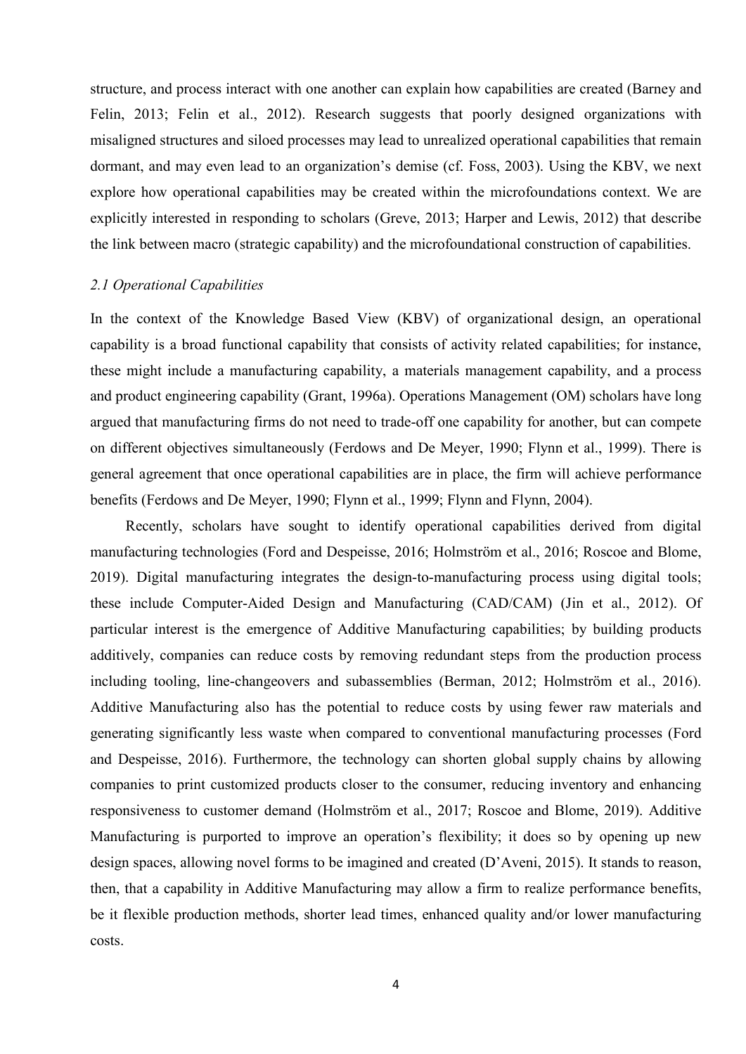structure, and process interact with one another can explain how capabilities are created (Barney and Felin, 2013; Felin et al., 2012). Research suggests that poorly designed organizations with misaligned structures and siloed processes may lead to unrealized operational capabilities that remain dormant, and may even lead to an organization's demise (cf. Foss, 2003). Using the KBV, we next explore how operational capabilities may be created within the microfoundations context. We are explicitly interested in responding to scholars (Greve, 2013; Harper and Lewis, 2012) that describe the link between macro (strategic capability) and the microfoundational construction of capabilities.

### *2.1 Operational Capabilities*

In the context of the Knowledge Based View (KBV) of organizational design, an operational capability is a broad functional capability that consists of activity related capabilities; for instance, these might include a manufacturing capability, a materials management capability, and a process and product engineering capability (Grant, 1996a). Operations Management (OM) scholars have long argued that manufacturing firms do not need to trade-off one capability for another, but can compete on different objectives simultaneously (Ferdows and De Meyer, 1990; Flynn et al., 1999). There is general agreement that once operational capabilities are in place, the firm will achieve performance benefits (Ferdows and De Meyer, 1990; Flynn et al., 1999; Flynn and Flynn, 2004).

Recently, scholars have sought to identify operational capabilities derived from digital manufacturing technologies (Ford and Despeisse, 2016; Holmström et al., 2016; Roscoe and Blome, 2019). Digital manufacturing integrates the design-to-manufacturing process using digital tools; these include Computer-Aided Design and Manufacturing (CAD/CAM) (Jin et al., 2012). Of particular interest is the emergence of Additive Manufacturing capabilities; by building products additively, companies can reduce costs by removing redundant steps from the production process including tooling, line-changeovers and subassemblies (Berman, 2012; Holmström et al., 2016). Additive Manufacturing also has the potential to reduce costs by using fewer raw materials and generating significantly less waste when compared to conventional manufacturing processes (Ford and Despeisse, 2016). Furthermore, the technology can shorten global supply chains by allowing companies to print customized products closer to the consumer, reducing inventory and enhancing responsiveness to customer demand (Holmström et al., 2017; Roscoe and Blome, 2019). Additive Manufacturing is purported to improve an operation's flexibility; it does so by opening up new design spaces, allowing novel forms to be imagined and created (D'Aveni, 2015). It stands to reason, then, that a capability in Additive Manufacturing may allow a firm to realize performance benefits, be it flexible production methods, shorter lead times, enhanced quality and/or lower manufacturing costs.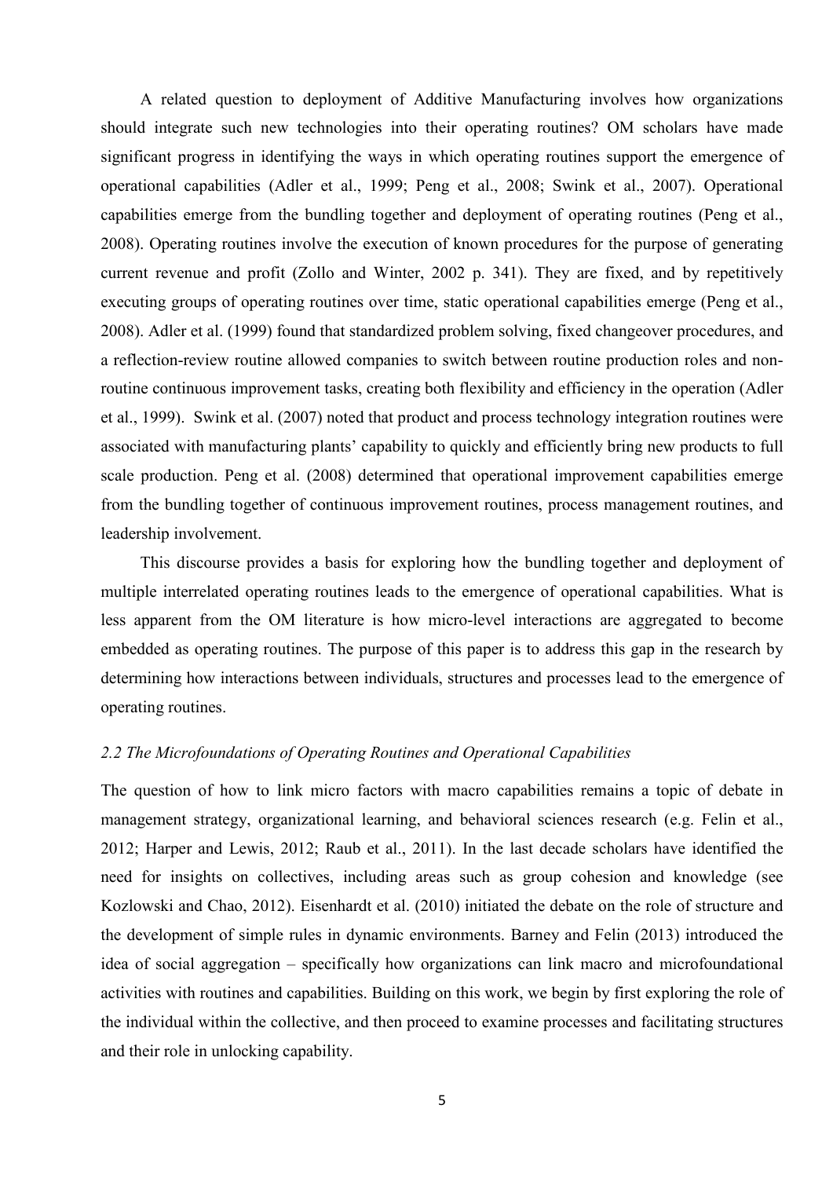A related question to deployment of Additive Manufacturing involves how organizations should integrate such new technologies into their operating routines? OM scholars have made significant progress in identifying the ways in which operating routines support the emergence of operational capabilities (Adler et al., 1999; Peng et al., 2008; Swink et al., 2007). Operational capabilities emerge from the bundling together and deployment of operating routines (Peng et al., 2008). Operating routines involve the execution of known procedures for the purpose of generating current revenue and profit (Zollo and Winter, 2002 p. 341). They are fixed, and by repetitively executing groups of operating routines over time, static operational capabilities emerge (Peng et al., 2008). Adler et al. (1999) found that standardized problem solving, fixed changeover procedures, and a reflection-review routine allowed companies to switch between routine production roles and non-routine continuous improvement tasks, creating both flexibility and efficiency in the operation (Adler et al., 1999). Swink et al. (2007) noted that product and process technology integration routines were associated with manufacturing plants' capability to quickly and efficiently bring new products to full scale production. Peng et al. (2008) determined that operational improvement capabilities emerge from the bundling together of continuous improvement routines, process management routines, and leadership involvement.

This discourse provides a basis for exploring how the bundling together and deployment of multiple interrelated operating routines leads to the emergence of operational capabilities. What is less apparent from the OM literature is how micro-level interactions are aggregated to become embedded as operating routines. The purpose of this paper is to address this gap in the research by determining how interactions between individuals, structures and processes lead to the emergence of operating routines.

### *2.2 The Microfoundations of Operating Routines and Operational Capabilities*

The question of how to link micro factors with macro capabilities remains a topic of debate in management strategy, organizational learning, and behavioral sciences research (e.g. Felin et al., 2012; Harper and Lewis, 2012; Raub et al., 2011). In the last decade scholars have identified the need for insights on collectives, including areas such as group cohesion and knowledge (see Kozlowski and Chao, 2012). Eisenhardt et al. (2010) initiated the debate on the role of structure and the development of simple rules in dynamic environments. Barney and Felin (2013) introduced the idea of social aggregation – specifically how organizations can link macro and microfoundational activities with routines and capabilities. Building on this work, we begin by first exploring the role of the individual within the collective, and then proceed to examine processes and facilitating structures and their role in unlocking capability.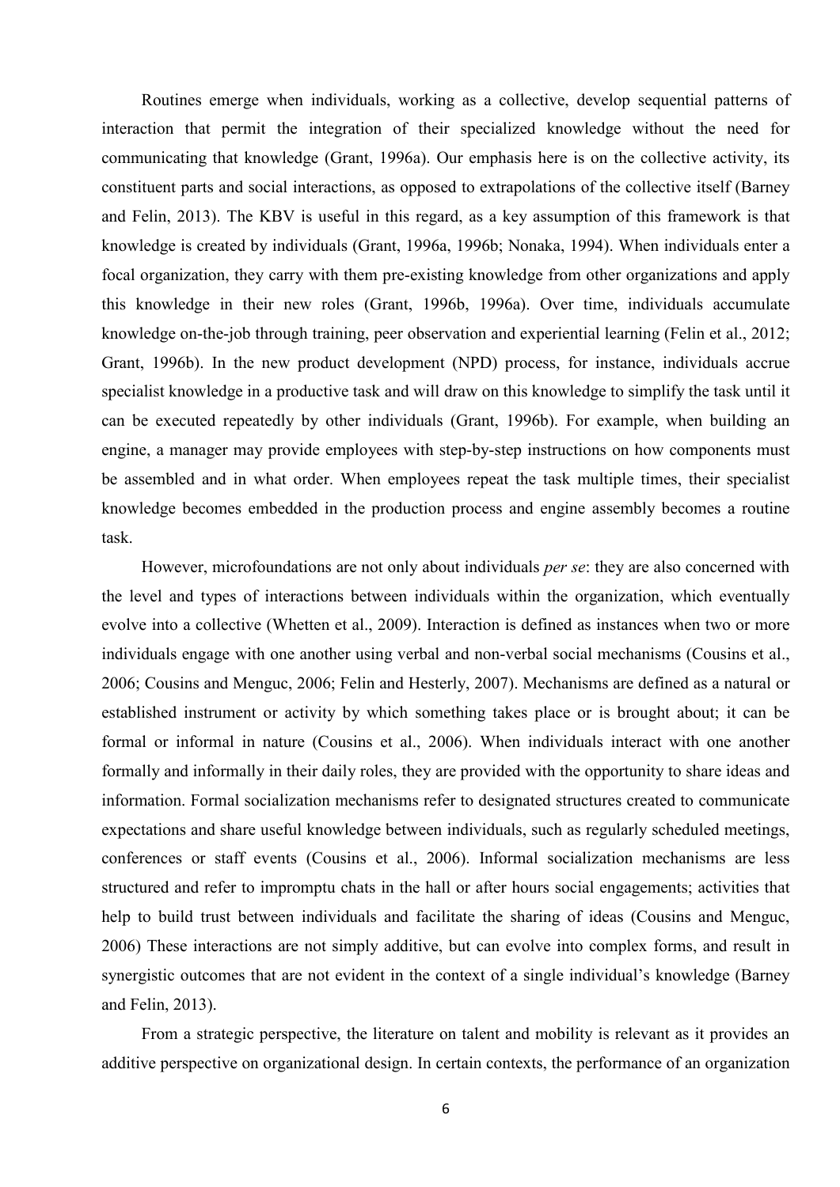Routines emerge when individuals, working as a collective, develop sequential patterns of interaction that permit the integration of their specialized knowledge without the need for communicating that knowledge (Grant, 1996a). Our emphasis here is on the collective activity, its constituent parts and social interactions, as opposed to extrapolations of the collective itself (Barney and Felin, 2013). The KBV is useful in this regard, as a key assumption of this framework is that knowledge is created by individuals (Grant, 1996a, 1996b; Nonaka, 1994). When individuals enter a focal organization, they carry with them pre-existing knowledge from other organizations and apply this knowledge in their new roles (Grant, 1996b, 1996a). Over time, individuals accumulate knowledge on-the-job through training, peer observation and experiential learning (Felin et al., 2012; Grant, 1996b). In the new product development (NPD) process, for instance, individuals accrue specialist knowledge in a productive task and will draw on this knowledge to simplify the task until it can be executed repeatedly by other individuals (Grant, 1996b). For example, when building an engine, a manager may provide employees with step-by-step instructions on how components must be assembled and in what order. When employees repeat the task multiple times, their specialist knowledge becomes embedded in the production process and engine assembly becomes a routine task.

However, microfoundations are not only about individuals *per se*: they are also concerned with the level and types of interactions between individuals within the organization, which eventually evolve into a collective (Whetten et al., 2009). Interaction is defined as instances when two or more individuals engage with one another using verbal and non-verbal social mechanisms (Cousins et al., 2006; Cousins and Menguc, 2006; Felin and Hesterly, 2007). Mechanisms are defined as a natural or established instrument or activity by which something takes place or is brought about; it can be formal or informal in nature (Cousins et al., 2006). When individuals interact with one another formally and informally in their daily roles, they are provided with the opportunity to share ideas and information. Formal socialization mechanisms refer to designated structures created to communicate expectations and share useful knowledge between individuals, such as regularly scheduled meetings, conferences or staff events (Cousins et al., 2006). Informal socialization mechanisms are less structured and refer to impromptu chats in the hall or after hours social engagements; activities that help to build trust between individuals and facilitate the sharing of ideas (Cousins and Menguc, 2006) These interactions are not simply additive, but can evolve into complex forms, and result in synergistic outcomes that are not evident in the context of a single individual's knowledge (Barney and Felin, 2013).

From a strategic perspective, the literature on talent and mobility is relevant as it provides an additive perspective on organizational design. In certain contexts, the performance of an organization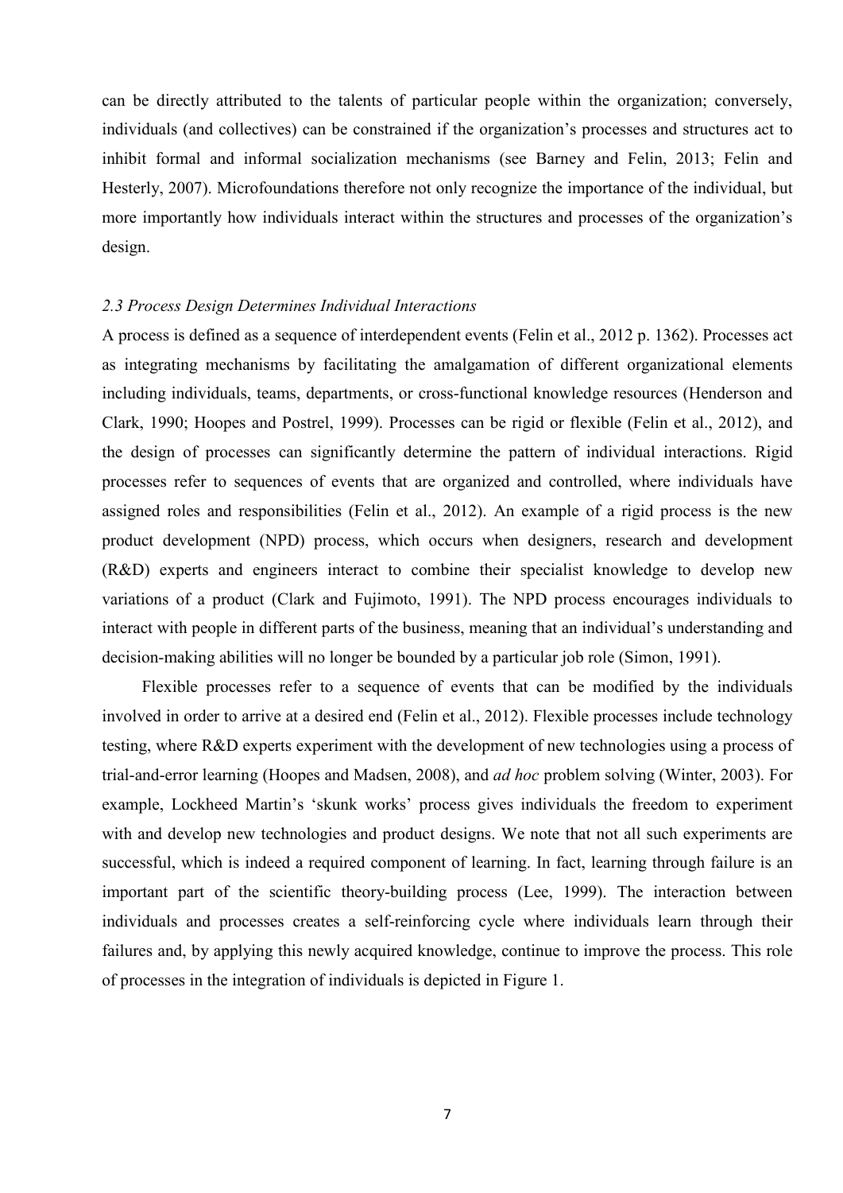can be directly attributed to the talents of particular people within the organization; conversely, individuals (and collectives) can be constrained if the organization's processes and structures act to inhibit formal and informal socialization mechanisms (see Barney and Felin, 2013; Felin and Hesterly, 2007). Microfoundations therefore not only recognize the importance of the individual, but more importantly how individuals interact within the structures and processes of the organization's design.

### *2.3 Process Design Determines Individual Interactions*

A process is defined as a sequence of interdependent events (Felin et al., 2012 p. 1362). Processes act as integrating mechanisms by facilitating the amalgamation of different organizational elements including individuals, teams, departments, or cross-functional knowledge resources (Henderson and Clark, 1990; Hoopes and Postrel, 1999). Processes can be rigid or flexible (Felin et al., 2012), and the design of processes can significantly determine the pattern of individual interactions. Rigid processes refer to sequences of events that are organized and controlled, where individuals have assigned roles and responsibilities (Felin et al., 2012). An example of a rigid process is the new product development (NPD) process, which occurs when designers, research and development (R&D) experts and engineers interact to combine their specialist knowledge to develop new variations of a product (Clark and Fujimoto, 1991). The NPD process encourages individuals to interact with people in different parts of the business, meaning that an individual's understanding and decision-making abilities will no longer be bounded by a particular job role (Simon, 1991).

Flexible processes refer to a sequence of events that can be modified by the individuals involved in order to arrive at a desired end (Felin et al., 2012). Flexible processes include technology testing, where R&D experts experiment with the development of new technologies using a process of trial-and-error learning (Hoopes and Madsen, 2008), and *ad hoc* problem solving (Winter, 2003). For example, Lockheed Martin's 'skunk works' process gives individuals the freedom to experiment with and develop new technologies and product designs. We note that not all such experiments are successful, which is indeed a required component of learning. In fact, learning through failure is an important part of the scientific theory-building process (Lee, 1999). The interaction between individuals and processes creates a self-reinforcing cycle where individuals learn through their failures and, by applying this newly acquired knowledge, continue to improve the process. This role of processes in the integration of individuals is depicted in Figure 1.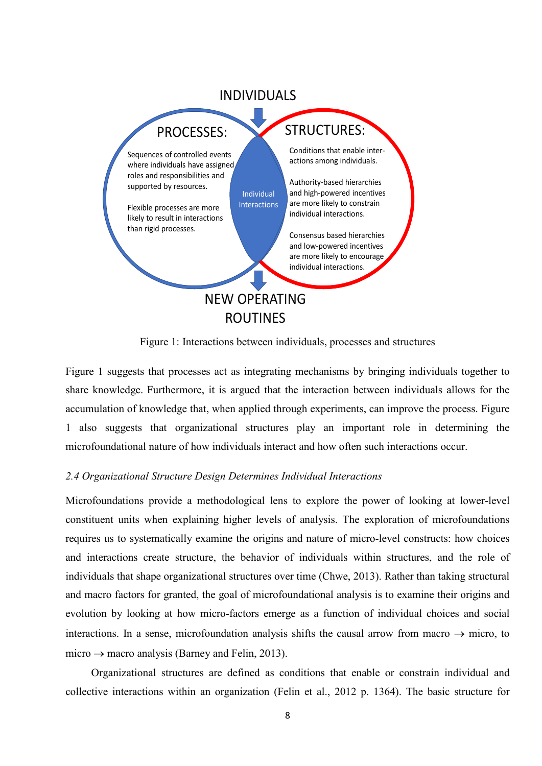Figure 1: Interactions between individuals, processes and structures

Figure 1 suggests that processes act as integrating mechanisms by bringing individuals together to share knowledge. Furthermore, it is argued that the interaction between individuals allows for the accumulation of knowledge that, when applied through experiments, can improve the process. Figure 1 also suggests that organizational structures play an important role in determining the microfoundational nature of how individuals interact and how often such interactions occur.

### *2.4 Organizational Structure Design Determines Individual Interactions*

Microfoundations provide a methodological lens to explore the power of looking at lower-level constituent units when explaining higher levels of analysis. The exploration of microfoundations requires us to systematically examine the origins and nature of micro-level constructs: how choices and interactions create structure, the behavior of individuals within structures, and the role of individuals that shape organizational structures over time (Chwe, 2013). Rather than taking structural and macro factors for granted, the goal of microfoundational analysis is to examine their origins and evolution by looking at how micro-factors emerge as a function of individual choices and social interactions. In a sense, microfoundation analysis shifts the causal arrow from macro $\rightarrow$ micro, to micro $\rightarrow$ macro analysis (Barney and Felin, 2013).

Organizational structures are defined as conditions that enable or constrain individual and collective interactions within an organization (Felin et al., 2012 p. 1364). The basic structure for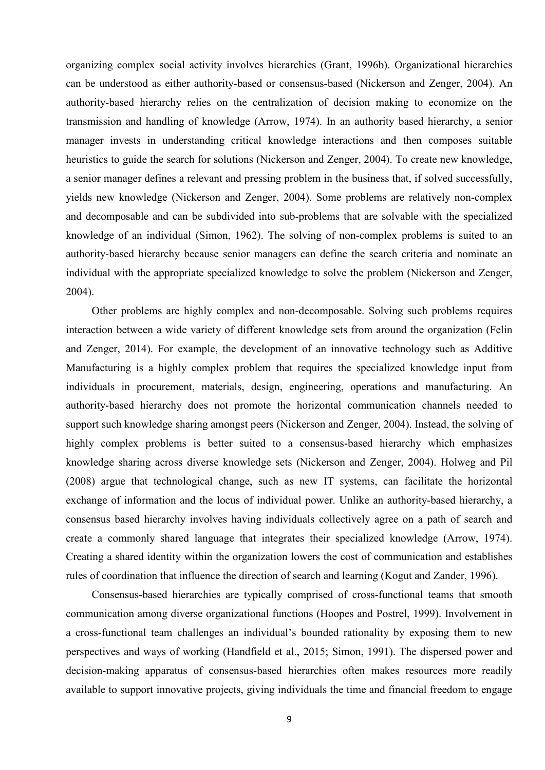organizing complex social activity involves hierarchies (Grant, 1996b). Organizational hierarchies can be understood as either authority-based or consensus-based (Nickerson and Zenger, 2004). An authority-based hierarchy relies on the centralization of decision making to economize on the transmission and handling of knowledge (Arrow, 1974). In an authority based hierarchy, a senior manager invests in understanding critical knowledge interactions and then composes suitable heuristics to guide the search for solutions (Nickerson and Zenger, 2004). To create new knowledge, a senior manager defines a relevant and pressing problem in the business that, if solved successfully, yields new knowledge (Nickerson and Zenger, 2004). Some problems are relatively non-complex and decomposable and can be subdivided into sub-problems that are solvable with the specialized knowledge of an individual (Simon, 1962). The solving of non-complex problems is suited to an authority-based hierarchy because senior managers can define the search criteria and nominate an individual with the appropriate specialized knowledge to solve the problem (Nickerson and Zenger, 2004).

Other problems are highly complex and non-decomposable. Solving such problems requires interaction between a wide variety of different knowledge sets from around the organization (Felin and Zenger, 2014). For example, the development of an innovative technology such as Additive Manufacturing is a highly complex problem that requires the specialized knowledge input from individuals in procurement, materials, design, engineering, operations and manufacturing. An authority-based hierarchy does not promote the horizontal communication channels needed to support such knowledge sharing amongst peers (Nickerson and Zenger, 2004). Instead, the solving of highly complex problems is better suited to a consensus-based hierarchy which emphasizes knowledge sharing across diverse knowledge sets (Nickerson and Zenger, 2004). Holweg and Pil (2008) argue that technological change, such as new IT systems, can facilitate the horizontal exchange of information and the locus of individual power. Unlike an authority-based hierarchy, a consensus based hierarchy involves having individuals collectively agree on a path of search and create a commonly shared language that integrates their specialized knowledge (Arrow, 1974). Creating a shared identity within the organization lowers the cost of communication and establishes rules of coordination that influence the direction of search and learning (Kogut and Zander, 1996).

Consensus-based hierarchies are typically comprised of cross-functional teams that smooth communication among diverse organizational functions (Hoopes and Postrel, 1999). Involvement in a cross-functional team challenges an individual's bounded rationality by exposing them to new perspectives and ways of working (Handfield et al., 2015; Simon, 1991). The dispersed power and decision-making apparatus of consensus-based hierarchies often makes resources more readily available to support innovative projects, giving individuals the time and financial freedom to engage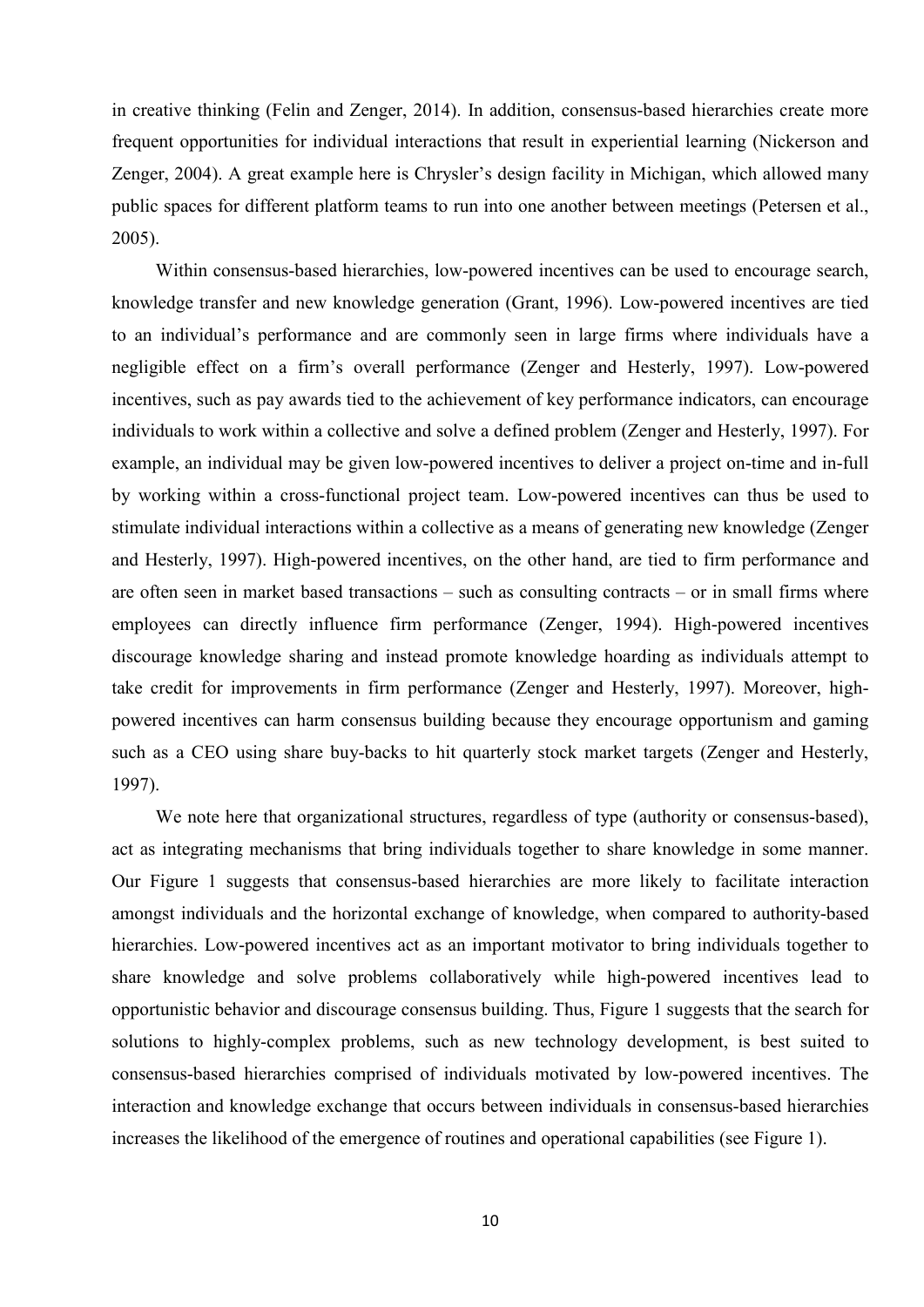in creative thinking (Felin and Zenger, 2014). In addition, consensus-based hierarchies create more frequent opportunities for individual interactions that result in experiential learning (Nickerson and Zenger, 2004). A great example here is Chrysler's design facility in Michigan, which allowed many public spaces for different platform teams to run into one another between meetings (Petersen et al., 2005).

Within consensus-based hierarchies, low-powered incentives can be used to encourage search, knowledge transfer and new knowledge generation (Grant, 1996). Low-powered incentives are tied to an individual's performance and are commonly seen in large firms where individuals have a negligible effect on a firm's overall performance (Zenger and Hesterly, 1997). Low-powered incentives, such as pay awards tied to the achievement of key performance indicators, can encourage individuals to work within a collective and solve a defined problem (Zenger and Hesterly, 1997). For example, an individual may be given low-powered incentives to deliver a project on-time and in-full by working within a cross-functional project team. Low-powered incentives can thus be used to stimulate individual interactions within a collective as a means of generating new knowledge (Zenger and Hesterly, 1997). High-powered incentives, on the other hand, are tied to firm performance and are often seen in market based transactions – such as consulting contracts – or in small firms where employees can directly influence firm performance (Zenger, 1994). High-powered incentives discourage knowledge sharing and instead promote knowledge hoarding as individuals attempt to take credit for improvements in firm performance (Zenger and Hesterly, 1997). Moreover, high-powered incentives can harm consensus building because they encourage opportunism and gaming such as a CEO using share buy-backs to hit quarterly stock market targets (Zenger and Hesterly, 1997).

We note here that organizational structures, regardless of type (authority or consensus-based), act as integrating mechanisms that bring individuals together to share knowledge in some manner. Our Figure 1 suggests that consensus-based hierarchies are more likely to facilitate interaction amongst individuals and the horizontal exchange of knowledge, when compared to authority-based hierarchies. Low-powered incentives act as an important motivator to bring individuals together to share knowledge and solve problems collaboratively while high-powered incentives lead to opportunistic behavior and discourage consensus building. Thus, Figure 1 suggests that the search for solutions to highly-complex problems, such as new technology development, is best suited to consensus-based hierarchies comprised of individuals motivated by low-powered incentives. The interaction and knowledge exchange that occurs between individuals in consensus-based hierarchies increases the likelihood of the emergence of routines and operational capabilities (see Figure 1).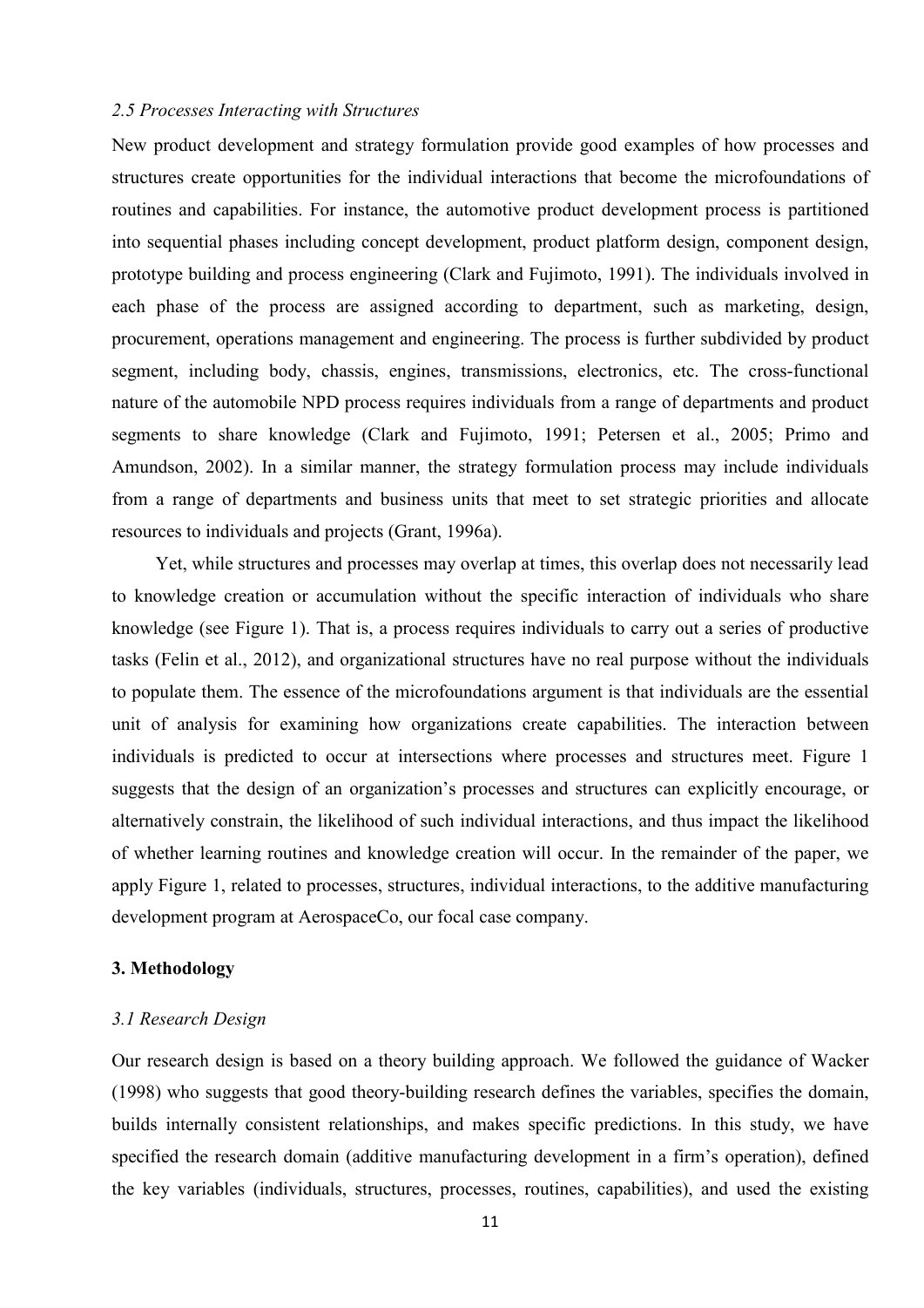### *2.5 Processes Interacting with Structures*

New product development and strategy formulation provide good examples of how processes and structures create opportunities for the individual interactions that become the microfoundations of routines and capabilities. For instance, the automotive product development process is partitioned into sequential phases including concept development, product platform design, component design, prototype building and process engineering (Clark and Fujimoto, 1991). The individuals involved in each phase of the process are assigned according to department, such as marketing, design, procurement, operations management and engineering. The process is further subdivided by product segment, including body, chassis, engines, transmissions, electronics, etc. The cross-functional nature of the automobile NPD process requires individuals from a range of departments and product segments to share knowledge (Clark and Fujimoto, 1991; Petersen et al., 2005; Primo and Amundson, 2002). In a similar manner, the strategy formulation process may include individuals from a range of departments and business units that meet to set strategic priorities and allocate resources to individuals and projects (Grant, 1996a).

Yet, while structures and processes may overlap at times, this overlap does not necessarily lead to knowledge creation or accumulation without the specific interaction of individuals who share knowledge (see Figure 1). That is, a process requires individuals to carry out a series of productive tasks (Felin et al., 2012), and organizational structures have no real purpose without the individuals to populate them. The essence of the microfoundations argument is that individuals are the essential unit of analysis for examining how organizations create capabilities. The interaction between individuals is predicted to occur at intersections where processes and structures meet. Figure 1 suggests that the design of an organization's processes and structures can explicitly encourage, or alternatively constrain, the likelihood of such individual interactions, and thus impact the likelihood of whether learning routines and knowledge creation will occur. In the remainder of the paper, we apply Figure 1, related to processes, structures, individual interactions, to the additive manufacturing development program at AerospaceCo, our focal case company.

## 3. Methodology

### *3.1 Research Design*

Our research design is based on a theory building approach. We followed the guidance of Wacker (1998) who suggests that good theory-building research defines the variables, specifies the domain, builds internally consistent relationships, and makes specific predictions. In this study, we have specified the research domain (additive manufacturing development in a firm's operation), defined the key variables (individuals, structures, processes, routines, capabilities), and used the existing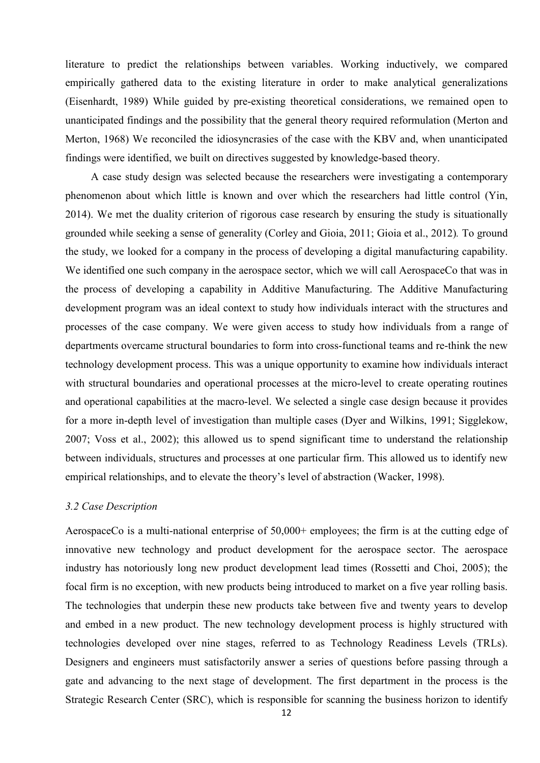literature to predict the relationships between variables. Working inductively, we compared empirically gathered data to the existing literature in order to make analytical generalizations (Eisenhardt, 1989) While guided by pre-existing theoretical considerations, we remained open to unanticipated findings and the possibility that the general theory required reformulation (Merton and Merton, 1968) We reconciled the idiosyncrasies of the case with the KBV and, when unanticipated findings were identified, we built on directives suggested by knowledge-based theory.

A case study design was selected because the researchers were investigating a contemporary phenomenon about which little is known and over which the researchers had little control (Yin, 2014). We met the duality criterion of rigorous case research by ensuring the study is situationally grounded while seeking a sense of generality (Corley and Gioia, 2011; Gioia et al., 2012). To ground the study, we looked for a company in the process of developing a digital manufacturing capability. We identified one such company in the aerospace sector, which we will call AerospaceCo that was in the process of developing a capability in Additive Manufacturing. The Additive Manufacturing development program was an ideal context to study how individuals interact with the structures and processes of the case company. We were given access to study how individuals from a range of departments overcame structural boundaries to form into cross-functional teams and re-think the new technology development process. This was a unique opportunity to examine how individuals interact with structural boundaries and operational processes at the micro-level to create operating routines and operational capabilities at the macro-level. We selected a single case design because it provides for a more in-depth level of investigation than multiple cases (Dyer and Wilkins, 1991; Sigglekow, 2007; Voss et al., 2002); this allowed us to spend significant time to understand the relationship between individuals, structures and processes at one particular firm. This allowed us to identify new empirical relationships, and to elevate the theory's level of abstraction (Wacker, 1998).

### *3.2 Case Description*

AerospaceCo is a multi-national enterprise of 50,000+ employees; the firm is at the cutting edge of innovative new technology and product development for the aerospace sector. The aerospace industry has notoriously long new product development lead times (Rossetti and Choi, 2005); the focal firm is no exception, with new products being introduced to market on a five year rolling basis. The technologies that underpin these new products take between five and twenty years to develop and embed in a new product. The new technology development process is highly structured with technologies developed over nine stages, referred to as Technology Readiness Levels (TRLs). Designers and engineers must satisfactorily answer a series of questions before passing through a gate and advancing to the next stage of development. The first department in the process is the Strategic Research Center (SRC), which is responsible for scanning the business horizon to identify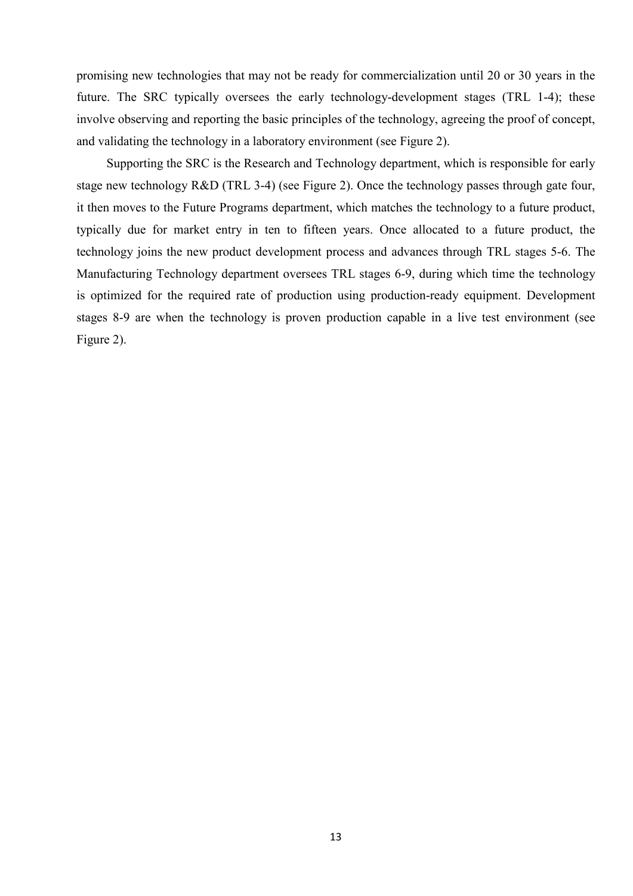promising new technologies that may not be ready for commercialization until 20 or 30 years in the future. The SRC typically oversees the early technology-development stages (TRL 1-4); these involve observing and reporting the basic principles of the technology, agreeing the proof of concept, and validating the technology in a laboratory environment (see Figure 2).

Supporting the SRC is the Research and Technology department, which is responsible for early stage new technology R&D (TRL 3-4) (see Figure 2). Once the technology passes through gate four, it then moves to the Future Programs department, which matches the technology to a future product, typically due for market entry in ten to fifteen years. Once allocated to a future product, the technology joins the new product development process and advances through TRL stages 5-6. The Manufacturing Technology department oversees TRL stages 6-9, during which time the technology is optimized for the required rate of production using production-ready equipment. Development stages 8-9 are when the technology is proven production capable in a live test environment (see Figure 2).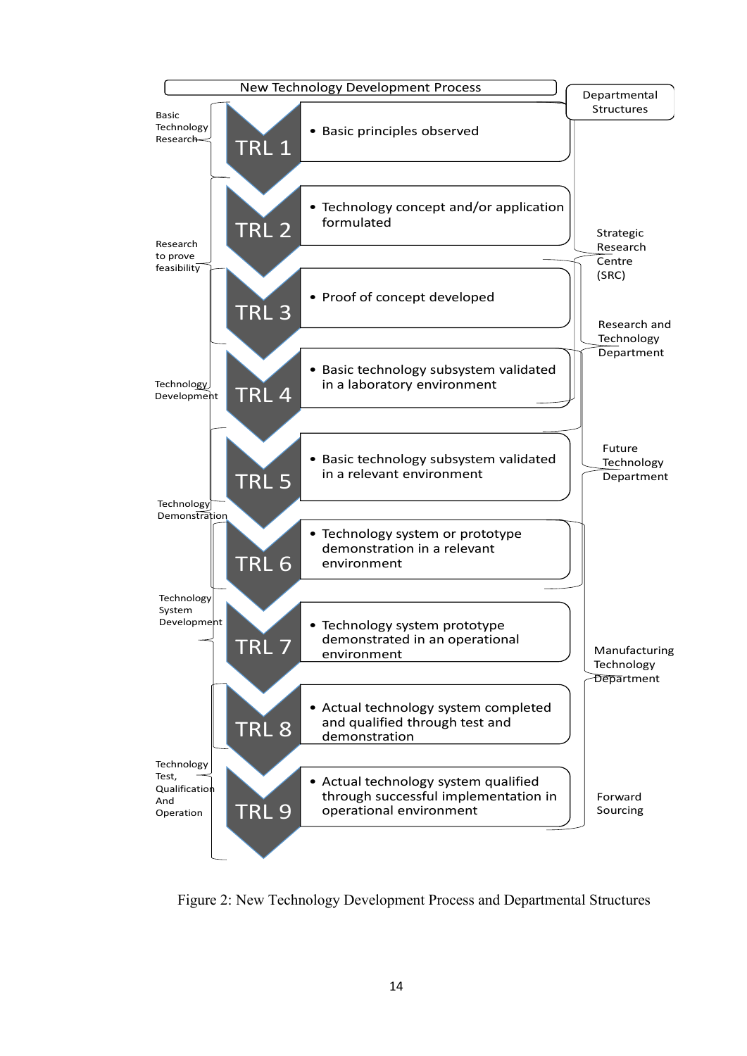**New Technology Development Process**

| Stage | TRL | Description | Departmental Structures |
|---|---|---|---|
| Basic Technology Research | TRL 1 | Basic principles observed | Strategic Research Centre (SRC) |
| Research to prove feasibility | TRL 2 | Technology concept and/or application formulated | Strategic Research Centre (SRC) |
| Research to prove feasibility | TRL 3 | Proof of concept developed | Research and Technology Department |
| Technology Development | TRL 4 | Basic technology subsystem validated in a laboratory environment | Research and Technology Department |
| Technology Development | TRL 5 | Basic technology subsystem validated in a relevant environment | Future Technology Department |
| Technology Demonstration | TRL 6 | Technology system or prototype demonstration in a relevant environment | Future Technology Department |
| Technology System Development | TRL 7 | Technology system prototype demonstrated in an operational environment | Manufacturing Technology Department |
| Technology Test, Qualification And Operation | TRL 8 | Actual technology system completed and qualified through test and demonstration | Forward Sourcing |
| Technology Test, Qualification And Operation | TRL 9 | Actual technology system qualified through successful implementation in operational environment | Forward Sourcing |

Figure 2: New Technology Development Process and Departmental Structures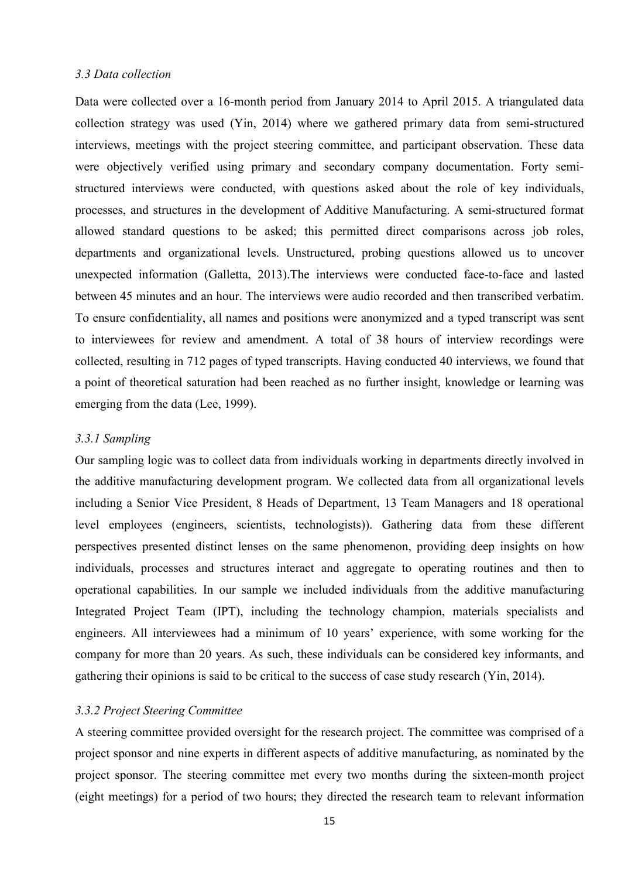### *3.3 Data collection*

Data were collected over a 16-month period from January 2014 to April 2015. A triangulated data collection strategy was used (Yin, 2014) where we gathered primary data from semi-structured interviews, meetings with the project steering committee, and participant observation. These data were objectively verified using primary and secondary company documentation. Forty semi-structured interviews were conducted, with questions asked about the role of key individuals, processes, and structures in the development of Additive Manufacturing. A semi-structured format allowed standard questions to be asked; this permitted direct comparisons across job roles, departments and organizational levels. Unstructured, probing questions allowed us to uncover unexpected information (Galletta, 2013).The interviews were conducted face-to-face and lasted between 45 minutes and an hour. The interviews were audio recorded and then transcribed verbatim. To ensure confidentiality, all names and positions were anonymized and a typed transcript was sent to interviewees for review and amendment. A total of 38 hours of interview recordings were collected, resulting in 712 pages of typed transcripts. Having conducted 40 interviews, we found that a point of theoretical saturation had been reached as no further insight, knowledge or learning was emerging from the data (Lee, 1999).

#### *3.3.1 Sampling*

Our sampling logic was to collect data from individuals working in departments directly involved in the additive manufacturing development program. We collected data from all organizational levels including a Senior Vice President, 8 Heads of Department, 13 Team Managers and 18 operational level employees (engineers, scientists, technologists)). Gathering data from these different perspectives presented distinct lenses on the same phenomenon, providing deep insights on how individuals, processes and structures interact and aggregate to operating routines and then to operational capabilities. In our sample we included individuals from the additive manufacturing Integrated Project Team (IPT), including the technology champion, materials specialists and engineers. All interviewees had a minimum of 10 years' experience, with some working for the company for more than 20 years. As such, these individuals can be considered key informants, and gathering their opinions is said to be critical to the success of case study research (Yin, 2014).

#### *3.3.2 Project Steering Committee*

A steering committee provided oversight for the research project. The committee was comprised of a project sponsor and nine experts in different aspects of additive manufacturing, as nominated by the project sponsor. The steering committee met every two months during the sixteen-month project (eight meetings) for a period of two hours; they directed the research team to relevant information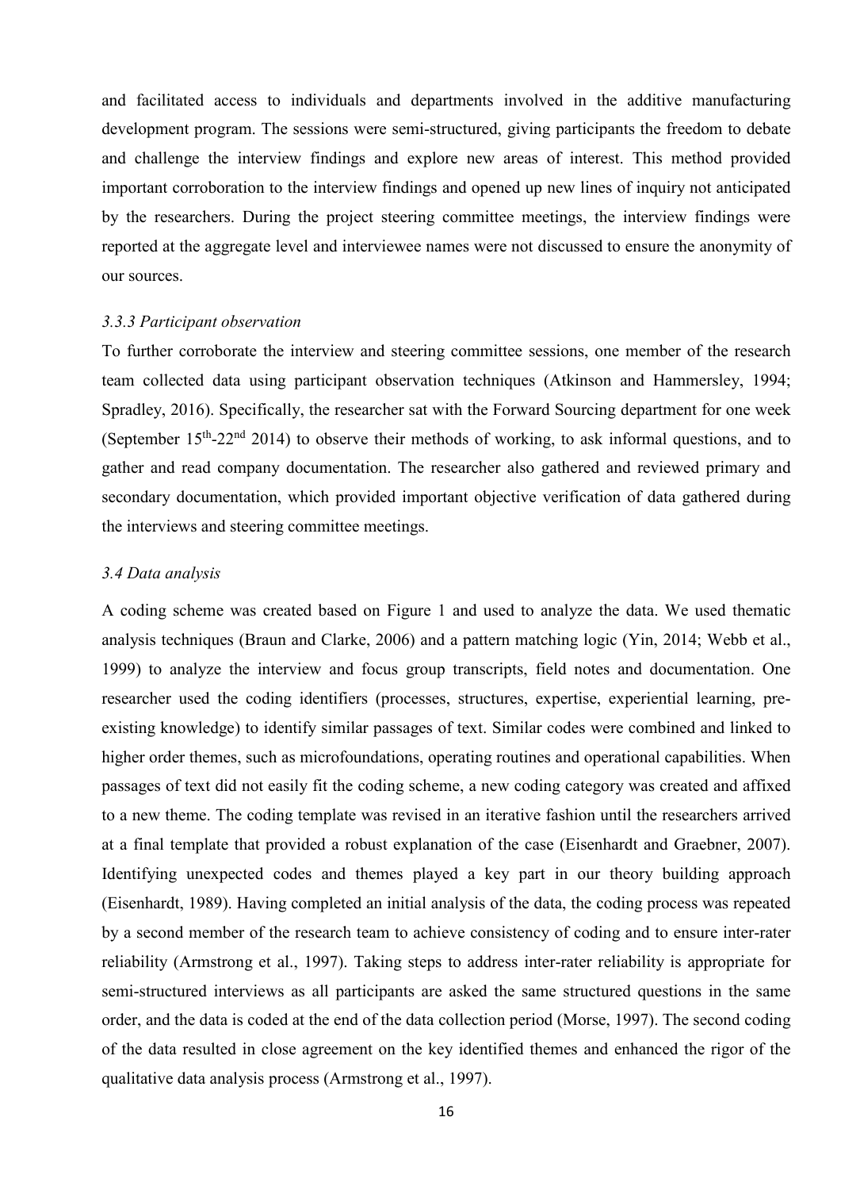and facilitated access to individuals and departments involved in the additive manufacturing development program. The sessions were semi-structured, giving participants the freedom to debate and challenge the interview findings and explore new areas of interest. This method provided important corroboration to the interview findings and opened up new lines of inquiry not anticipated by the researchers. During the project steering committee meetings, the interview findings were reported at the aggregate level and interviewee names were not discussed to ensure the anonymity of our sources.

### *3.3.3 Participant observation*

To further corroborate the interview and steering committee sessions, one member of the research team collected data using participant observation techniques (Atkinson and Hammersley, 1994; Spradley, 2016). Specifically, the researcher sat with the Forward Sourcing department for one week (September 15th-22nd 2014) to observe their methods of working, to ask informal questions, and to gather and read company documentation. The researcher also gathered and reviewed primary and secondary documentation, which provided important objective verification of data gathered during the interviews and steering committee meetings.

### *3.4 Data analysis*

A coding scheme was created based on Figure 1 and used to analyze the data. We used thematic analysis techniques (Braun and Clarke, 2006) and a pattern matching logic (Yin, 2014; Webb et al., 1999) to analyze the interview and focus group transcripts, field notes and documentation. One researcher used the coding identifiers (processes, structures, expertise, experiential learning, pre-existing knowledge) to identify similar passages of text. Similar codes were combined and linked to higher order themes, such as microfoundations, operating routines and operational capabilities. When passages of text did not easily fit the coding scheme, a new coding category was created and affixed to a new theme. The coding template was revised in an iterative fashion until the researchers arrived at a final template that provided a robust explanation of the case (Eisenhardt and Graebner, 2007). Identifying unexpected codes and themes played a key part in our theory building approach (Eisenhardt, 1989). Having completed an initial analysis of the data, the coding process was repeated by a second member of the research team to achieve consistency of coding and to ensure inter-rater reliability (Armstrong et al., 1997). Taking steps to address inter-rater reliability is appropriate for semi-structured interviews as all participants are asked the same structured questions in the same order, and the data is coded at the end of the data collection period (Morse, 1997). The second coding of the data resulted in close agreement on the key identified themes and enhanced the rigor of the qualitative data analysis process (Armstrong et al., 1997).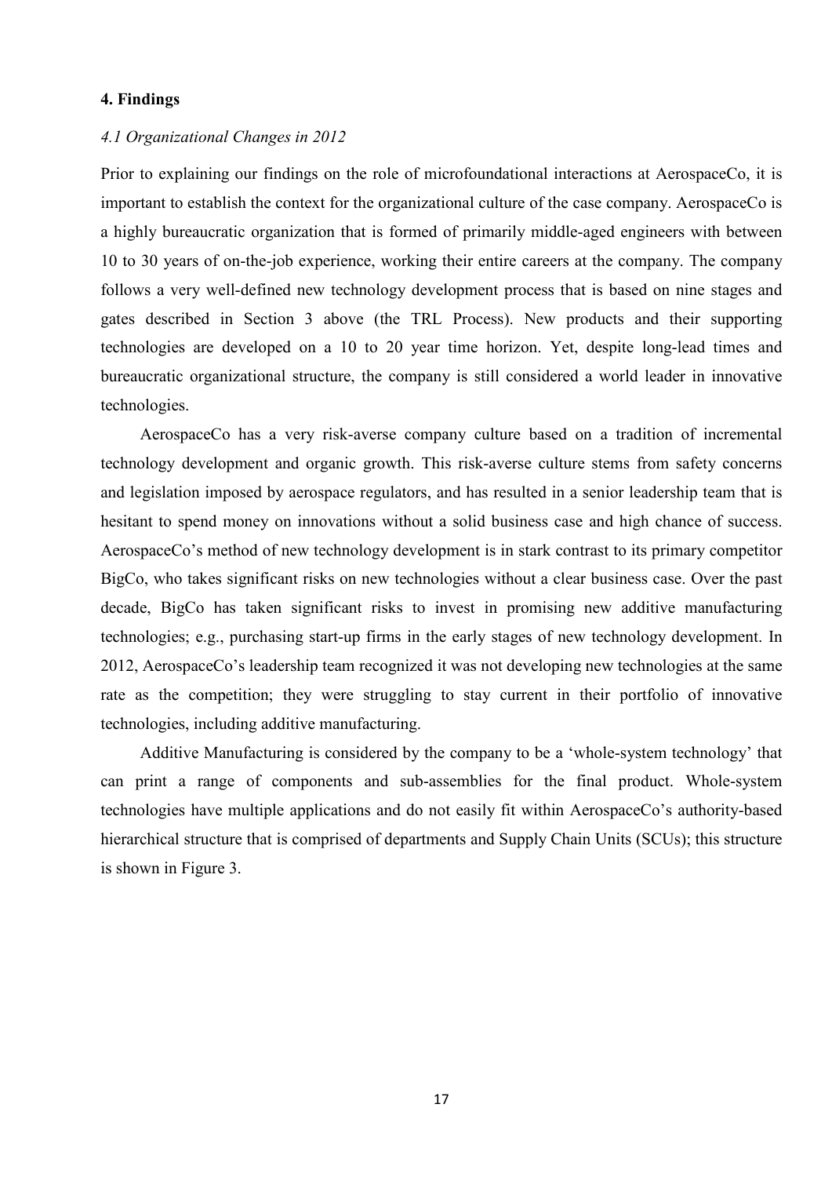## 4. Findings

### *4.1 Organizational Changes in 2012*

Prior to explaining our findings on the role of microfoundational interactions at AerospaceCo, it is important to establish the context for the organizational culture of the case company. AerospaceCo is a highly bureaucratic organization that is formed of primarily middle-aged engineers with between 10 to 30 years of on-the-job experience, working their entire careers at the company. The company follows a very well-defined new technology development process that is based on nine stages and gates described in Section 3 above (the TRL Process). New products and their supporting technologies are developed on a 10 to 20 year time horizon. Yet, despite long-lead times and bureaucratic organizational structure, the company is still considered a world leader in innovative technologies.

AerospaceCo has a very risk-averse company culture based on a tradition of incremental technology development and organic growth. This risk-averse culture stems from safety concerns and legislation imposed by aerospace regulators, and has resulted in a senior leadership team that is hesitant to spend money on innovations without a solid business case and high chance of success. AerospaceCo's method of new technology development is in stark contrast to its primary competitor BigCo, who takes significant risks on new technologies without a clear business case. Over the past decade, BigCo has taken significant risks to invest in promising new additive manufacturing technologies; e.g., purchasing start-up firms in the early stages of new technology development. In 2012, AerospaceCo's leadership team recognized it was not developing new technologies at the same rate as the competition; they were struggling to stay current in their portfolio of innovative technologies, including additive manufacturing.

Additive Manufacturing is considered by the company to be a 'whole-system technology' that can print a range of components and sub-assemblies for the final product. Whole-system technologies have multiple applications and do not easily fit within AerospaceCo's authority-based hierarchical structure that is comprised of departments and Supply Chain Units (SCUs); this structure is shown in Figure 3.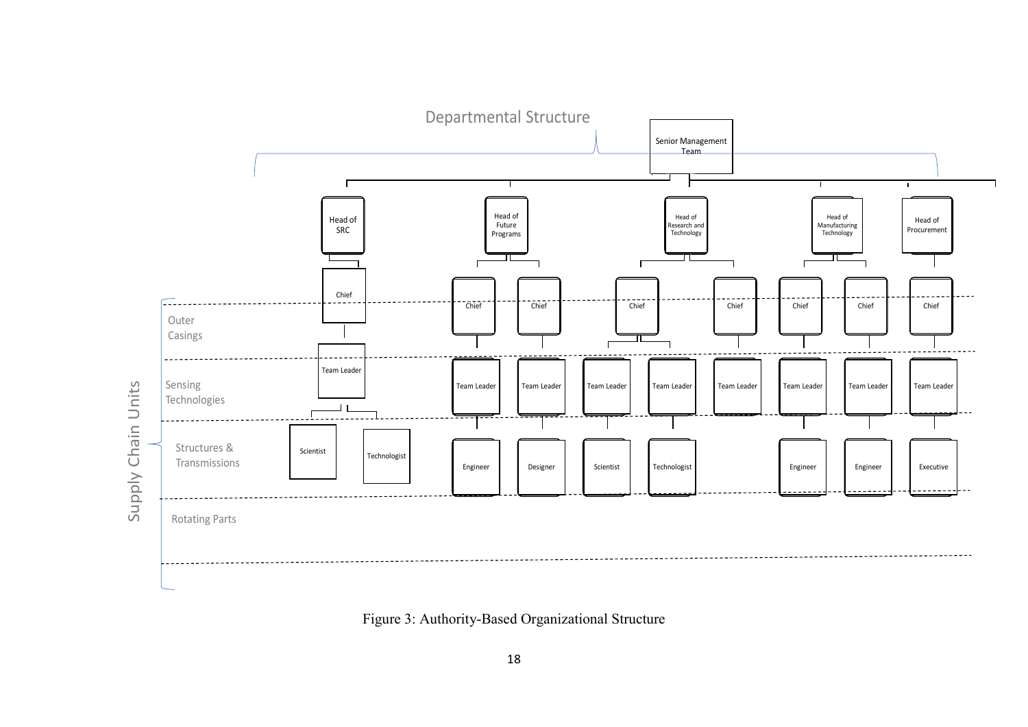Departmental Structure

Senior Management Team

Head of SRC | Head of Future Programs | Head of Research and Technology | Head of Manufacturing Technology | Head of Procurement

Chief | Chief | Chief | Chief | Chief | Chief | Chief | Chief

Team Leader | Team Leader | Team Leader | Team Leader | Team Leader | Team Leader | Team Leader | Team Leader | Team Leader

Scientist | Technologist | Engineer | Designer | Scientist | Technologist | Engineer | Engineer | Executive

Supply Chain Units

Outer Casings

Sensing Technologies

Structures & Transmissions

Rotating Parts

Figure 3: Authority-Based Organizational Structure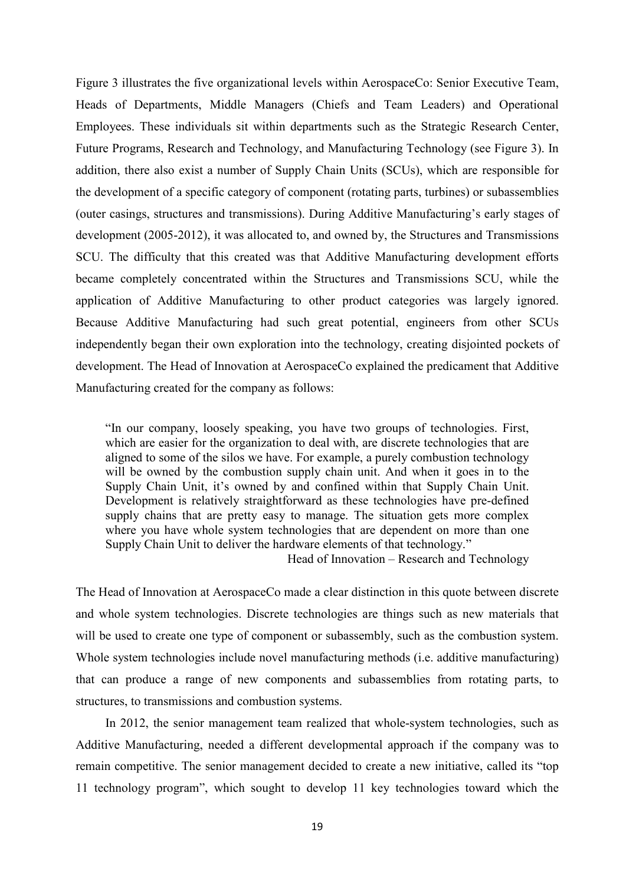Figure 3 illustrates the five organizational levels within AerospaceCo: Senior Executive Team, Heads of Departments, Middle Managers (Chiefs and Team Leaders) and Operational Employees. These individuals sit within departments such as the Strategic Research Center, Future Programs, Research and Technology, and Manufacturing Technology (see Figure 3). In addition, there also exist a number of Supply Chain Units (SCUs), which are responsible for the development of a specific category of component (rotating parts, turbines) or subassemblies (outer casings, structures and transmissions). During Additive Manufacturing's early stages of development (2005-2012), it was allocated to, and owned by, the Structures and Transmissions SCU. The difficulty that this created was that Additive Manufacturing development efforts became completely concentrated within the Structures and Transmissions SCU, while the application of Additive Manufacturing to other product categories was largely ignored. Because Additive Manufacturing had such great potential, engineers from other SCUs independently began their own exploration into the technology, creating disjointed pockets of development. The Head of Innovation at AerospaceCo explained the predicament that Additive Manufacturing created for the company as follows:

> "In our company, loosely speaking, you have two groups of technologies. First, which are easier for the organization to deal with, are discrete technologies that are aligned to some of the silos we have. For example, a purely combustion technology will be owned by the combustion supply chain unit. And when it goes in to the Supply Chain Unit, it's owned by and confined within that Supply Chain Unit. Development is relatively straightforward as these technologies have pre-defined supply chains that are pretty easy to manage. The situation gets more complex where you have whole system technologies that are dependent on more than one Supply Chain Unit to deliver the hardware elements of that technology."
>
> Head of Innovation – Research and Technology

The Head of Innovation at AerospaceCo made a clear distinction in this quote between discrete and whole system technologies. Discrete technologies are things such as new materials that will be used to create one type of component or subassembly, such as the combustion system. Whole system technologies include novel manufacturing methods (i.e. additive manufacturing) that can produce a range of new components and subassemblies from rotating parts, to structures, to transmissions and combustion systems.

In 2012, the senior management team realized that whole-system technologies, such as Additive Manufacturing, needed a different developmental approach if the company was to remain competitive. The senior management decided to create a new initiative, called its "top 11 technology program", which sought to develop 11 key technologies toward which the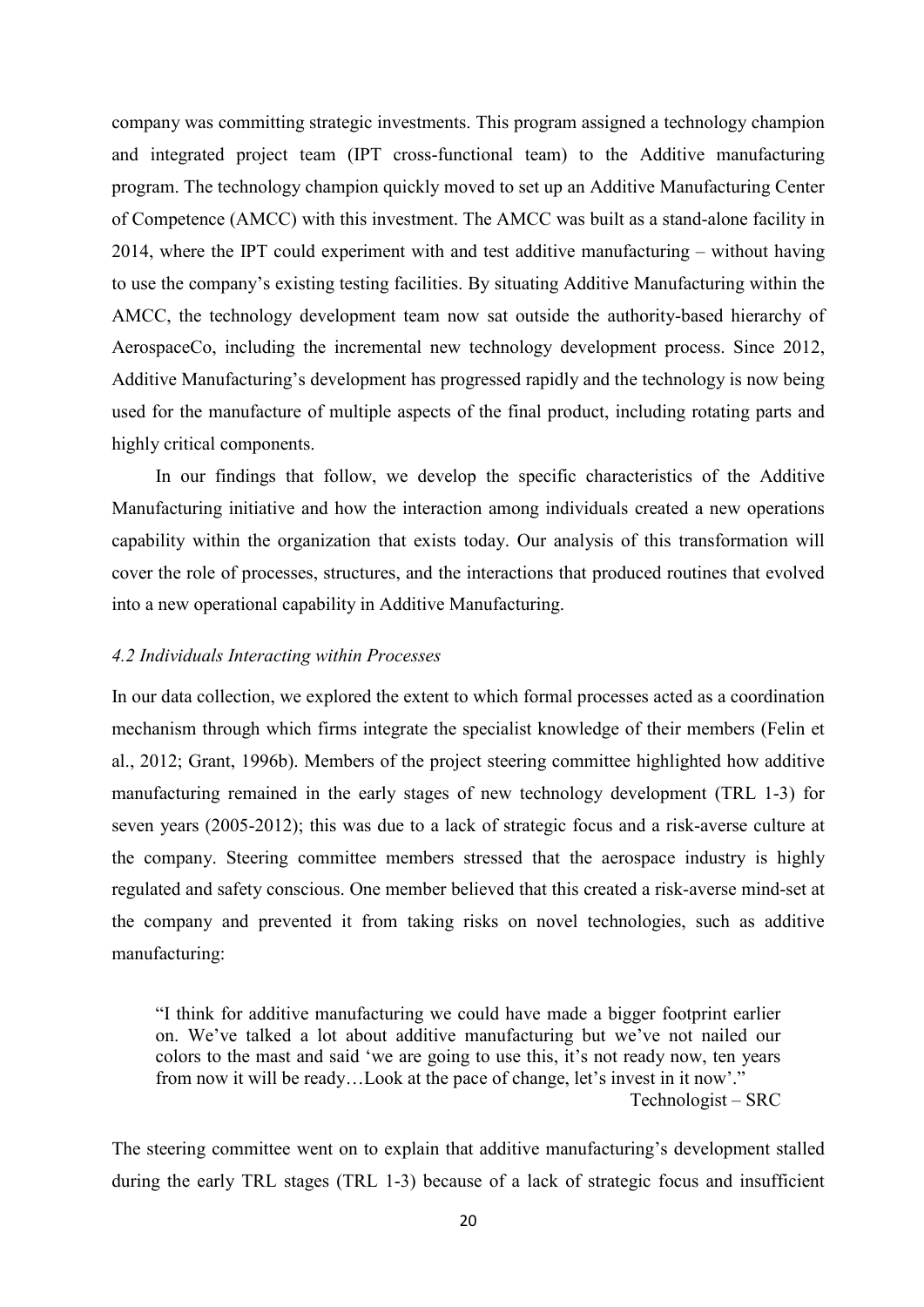company was committing strategic investments. This program assigned a technology champion and integrated project team (IPT cross-functional team) to the Additive manufacturing program. The technology champion quickly moved to set up an Additive Manufacturing Center of Competence (AMCC) with this investment. The AMCC was built as a stand-alone facility in 2014, where the IPT could experiment with and test additive manufacturing – without having to use the company's existing testing facilities. By situating Additive Manufacturing within the AMCC, the technology development team now sat outside the authority-based hierarchy of AerospaceCo, including the incremental new technology development process. Since 2012, Additive Manufacturing's development has progressed rapidly and the technology is now being used for the manufacture of multiple aspects of the final product, including rotating parts and highly critical components.

In our findings that follow, we develop the specific characteristics of the Additive Manufacturing initiative and how the interaction among individuals created a new operations capability within the organization that exists today. Our analysis of this transformation will cover the role of processes, structures, and the interactions that produced routines that evolved into a new operational capability in Additive Manufacturing.

### *4.2 Individuals Interacting within Processes*

In our data collection, we explored the extent to which formal processes acted as a coordination mechanism through which firms integrate the specialist knowledge of their members (Felin et al., 2012; Grant, 1996b). Members of the project steering committee highlighted how additive manufacturing remained in the early stages of new technology development (TRL 1-3) for seven years (2005-2012); this was due to a lack of strategic focus and a risk-averse culture at the company. Steering committee members stressed that the aerospace industry is highly regulated and safety conscious. One member believed that this created a risk-averse mind-set at the company and prevented it from taking risks on novel technologies, such as additive manufacturing:

> "I think for additive manufacturing we could have made a bigger footprint earlier on. We've talked a lot about additive manufacturing but we've not nailed our colors to the mast and said 'we are going to use this, it's not ready now, ten years from now it will be ready…Look at the pace of change, let's invest in it now'."
>
> Technologist – SRC

The steering committee went on to explain that additive manufacturing's development stalled during the early TRL stages (TRL 1-3) because of a lack of strategic focus and insufficient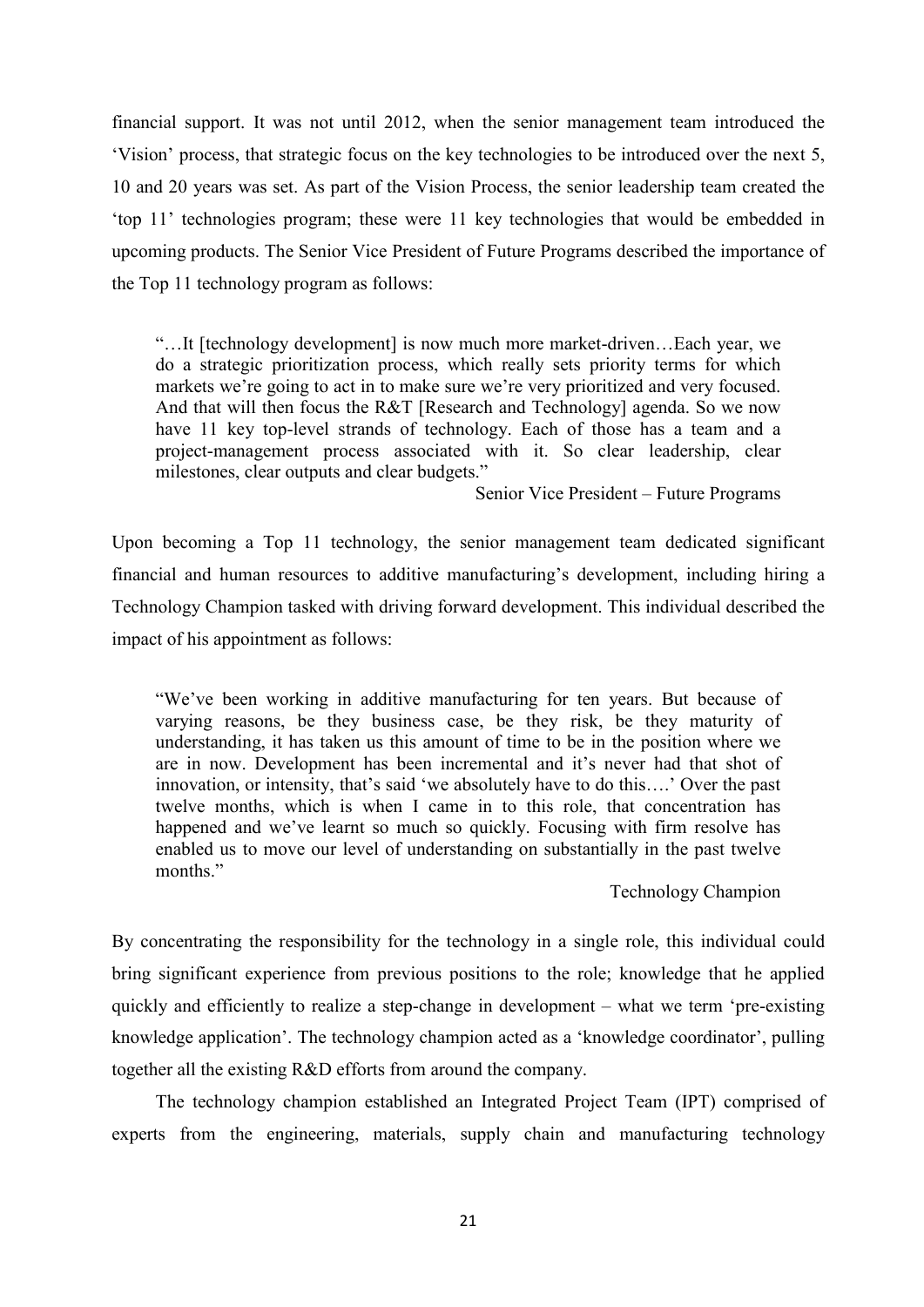financial support. It was not until 2012, when the senior management team introduced the 'Vision' process, that strategic focus on the key technologies to be introduced over the next 5, 10 and 20 years was set. As part of the Vision Process, the senior leadership team created the 'top 11' technologies program; these were 11 key technologies that would be embedded in upcoming products. The Senior Vice President of Future Programs described the importance of the Top 11 technology program as follows:

> "…It [technology development] is now much more market-driven…Each year, we do a strategic prioritization process, which really sets priority terms for which markets we're going to act in to make sure we're very prioritized and very focused. And that will then focus the R&T [Research and Technology] agenda. So we now have 11 key top-level strands of technology. Each of those has a team and a project-management process associated with it. So clear leadership, clear milestones, clear outputs and clear budgets."
>
> Senior Vice President – Future Programs

Upon becoming a Top 11 technology, the senior management team dedicated significant financial and human resources to additive manufacturing's development, including hiring a Technology Champion tasked with driving forward development. This individual described the impact of his appointment as follows:

> "We've been working in additive manufacturing for ten years. But because of varying reasons, be they business case, be they risk, be they maturity of understanding, it has taken us this amount of time to be in the position where we are in now. Development has been incremental and it's never had that shot of innovation, or intensity, that's said 'we absolutely have to do this….' Over the past twelve months, which is when I came in to this role, that concentration has happened and we've learnt so much so quickly. Focusing with firm resolve has enabled us to move our level of understanding on substantially in the past twelve months."
>
> Technology Champion

By concentrating the responsibility for the technology in a single role, this individual could bring significant experience from previous positions to the role; knowledge that he applied quickly and efficiently to realize a step-change in development – what we term 'pre-existing knowledge application'. The technology champion acted as a 'knowledge coordinator', pulling together all the existing R&D efforts from around the company.

The technology champion established an Integrated Project Team (IPT) comprised of experts from the engineering, materials, supply chain and manufacturing technology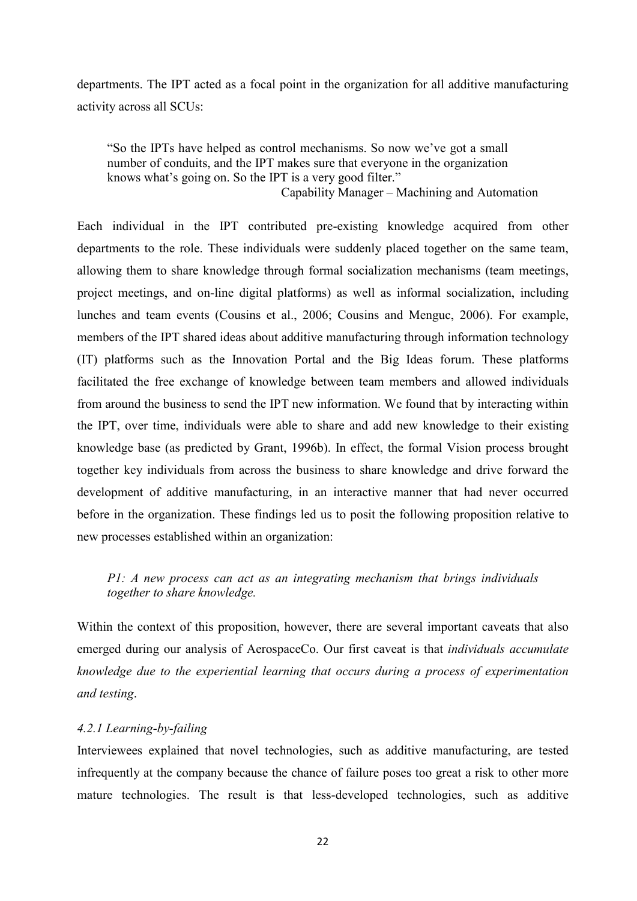departments. The IPT acted as a focal point in the organization for all additive manufacturing activity across all SCUs:

> "So the IPTs have helped as control mechanisms. So now we've got a small number of conduits, and the IPT makes sure that everyone in the organization knows what's going on. So the IPT is a very good filter."
> 
> Capability Manager – Machining and Automation

Each individual in the IPT contributed pre-existing knowledge acquired from other departments to the role. These individuals were suddenly placed together on the same team, allowing them to share knowledge through formal socialization mechanisms (team meetings, project meetings, and on-line digital platforms) as well as informal socialization, including lunches and team events (Cousins et al., 2006; Cousins and Menguc, 2006). For example, members of the IPT shared ideas about additive manufacturing through information technology (IT) platforms such as the Innovation Portal and the Big Ideas forum. These platforms facilitated the free exchange of knowledge between team members and allowed individuals from around the business to send the IPT new information. We found that by interacting within the IPT, over time, individuals were able to share and add new knowledge to their existing knowledge base (as predicted by Grant, 1996b). In effect, the formal Vision process brought together key individuals from across the business to share knowledge and drive forward the development of additive manufacturing, in an interactive manner that had never occurred before in the organization. These findings led us to posit the following proposition relative to new processes established within an organization:

> *P1: A new process can act as an integrating mechanism that brings individuals together to share knowledge.*

Within the context of this proposition, however, there are several important caveats that also emerged during our analysis of AerospaceCo. Our first caveat is that *individuals accumulate knowledge due to the experiential learning that occurs during a process of experimentation and testing*.

#### *4.2.1 Learning-by-failing*

Interviewees explained that novel technologies, such as additive manufacturing, are tested infrequently at the company because the chance of failure poses too great a risk to other more mature technologies. The result is that less-developed technologies, such as additive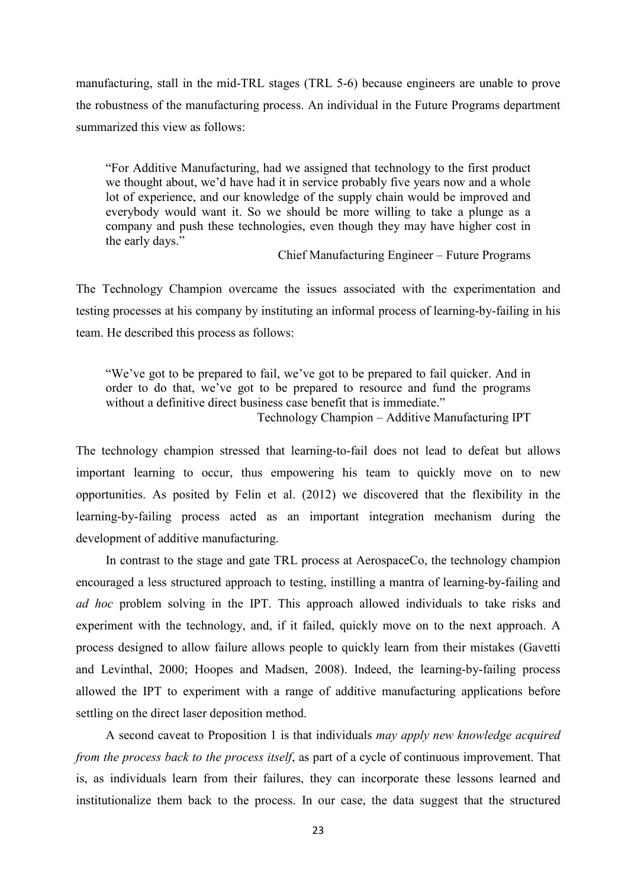manufacturing, stall in the mid-TRL stages (TRL 5-6) because engineers are unable to prove the robustness of the manufacturing process. An individual in the Future Programs department summarized this view as follows:

> "For Additive Manufacturing, had we assigned that technology to the first product we thought about, we'd have had it in service probably five years now and a whole lot of experience, and our knowledge of the supply chain would be improved and everybody would want it. So we should be more willing to take a plunge as a company and push these technologies, even though they may have higher cost in the early days."
>
> Chief Manufacturing Engineer – Future Programs

The Technology Champion overcame the issues associated with the experimentation and testing processes at his company by instituting an informal process of learning-by-failing in his team. He described this process as follows:

> "We've got to be prepared to fail, we've got to be prepared to fail quicker. And in order to do that, we've got to be prepared to resource and fund the programs without a definitive direct business case benefit that is immediate."
>
> Technology Champion – Additive Manufacturing IPT

The technology champion stressed that learning-to-fail does not lead to defeat but allows important learning to occur, thus empowering his team to quickly move on to new opportunities. As posited by Felin et al. (2012) we discovered that the flexibility in the learning-by-failing process acted as an important integration mechanism during the development of additive manufacturing.

In contrast to the stage and gate TRL process at AerospaceCo, the technology champion encouraged a less structured approach to testing, instilling a mantra of learning-by-failing and *ad hoc* problem solving in the IPT. This approach allowed individuals to take risks and experiment with the technology, and, if it failed, quickly move on to the next approach. A process designed to allow failure allows people to quickly learn from their mistakes (Gavetti and Levinthal, 2000; Hoopes and Madsen, 2008). Indeed, the learning-by-failing process allowed the IPT to experiment with a range of additive manufacturing applications before settling on the direct laser deposition method.

A second caveat to Proposition 1 is that individuals *may apply new knowledge acquired from the process back to the process itself*, as part of a cycle of continuous improvement. That is, as individuals learn from their failures, they can incorporate these lessons learned and institutionalize them back to the process. In our case, the data suggest that the structured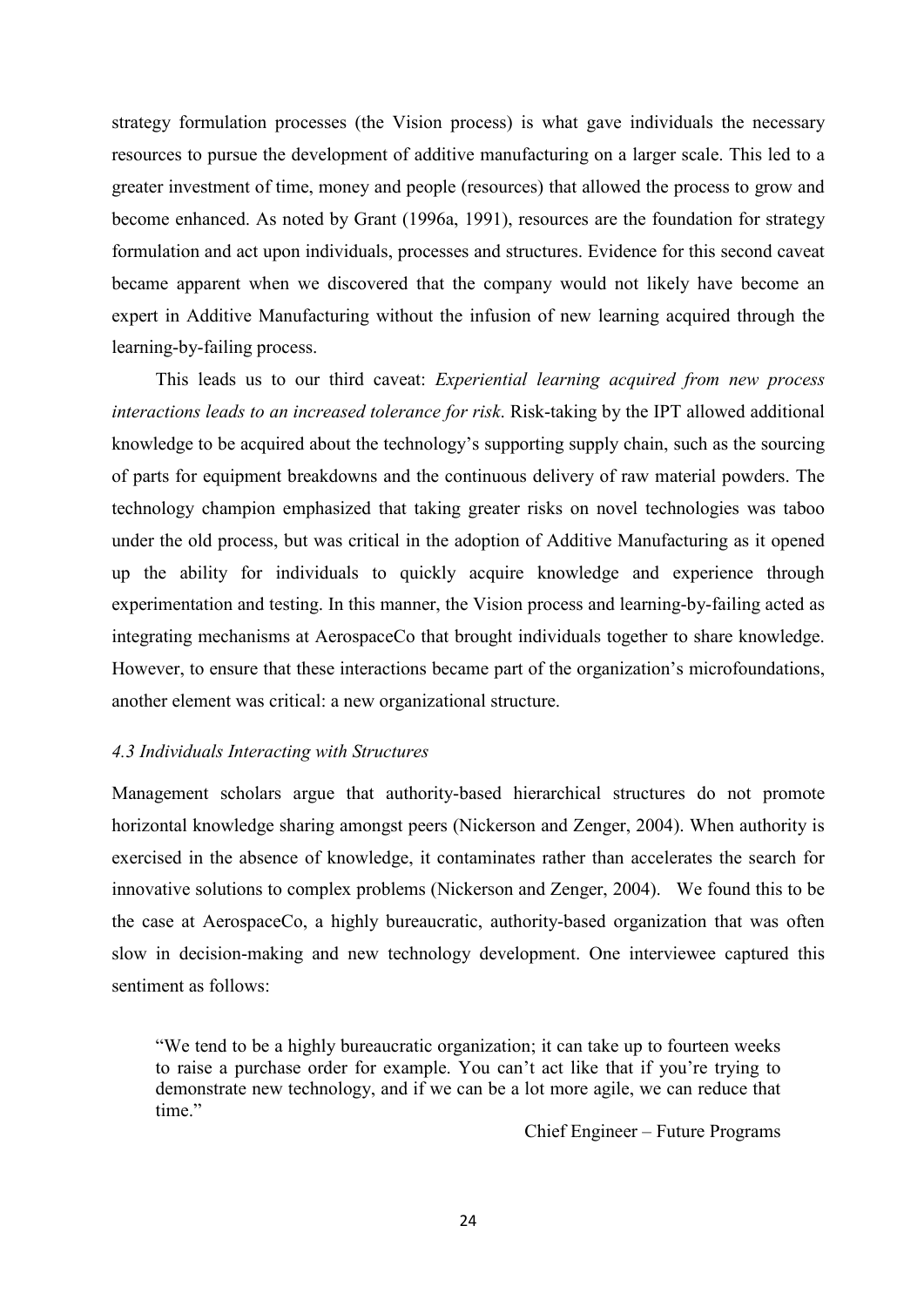strategy formulation processes (the Vision process) is what gave individuals the necessary resources to pursue the development of additive manufacturing on a larger scale. This led to a greater investment of time, money and people (resources) that allowed the process to grow and become enhanced. As noted by Grant (1996a, 1991), resources are the foundation for strategy formulation and act upon individuals, processes and structures. Evidence for this second caveat became apparent when we discovered that the company would not likely have become an expert in Additive Manufacturing without the infusion of new learning acquired through the learning-by-failing process.

This leads us to our third caveat: *Experiential learning acquired from new process interactions leads to an increased tolerance for risk*. Risk-taking by the IPT allowed additional knowledge to be acquired about the technology's supporting supply chain, such as the sourcing of parts for equipment breakdowns and the continuous delivery of raw material powders. The technology champion emphasized that taking greater risks on novel technologies was taboo under the old process, but was critical in the adoption of Additive Manufacturing as it opened up the ability for individuals to quickly acquire knowledge and experience through experimentation and testing. In this manner, the Vision process and learning-by-failing acted as integrating mechanisms at AerospaceCo that brought individuals together to share knowledge. However, to ensure that these interactions became part of the organization's microfoundations, another element was critical: a new organizational structure.

### *4.3 Individuals Interacting with Structures*

Management scholars argue that authority-based hierarchical structures do not promote horizontal knowledge sharing amongst peers (Nickerson and Zenger, 2004). When authority is exercised in the absence of knowledge, it contaminates rather than accelerates the search for innovative solutions to complex problems (Nickerson and Zenger, 2004). We found this to be the case at AerospaceCo, a highly bureaucratic, authority-based organization that was often slow in decision-making and new technology development. One interviewee captured this sentiment as follows:

> "We tend to be a highly bureaucratic organization; it can take up to fourteen weeks to raise a purchase order for example. You can't act like that if you're trying to demonstrate new technology, and if we can be a lot more agile, we can reduce that time."
>
> Chief Engineer – Future Programs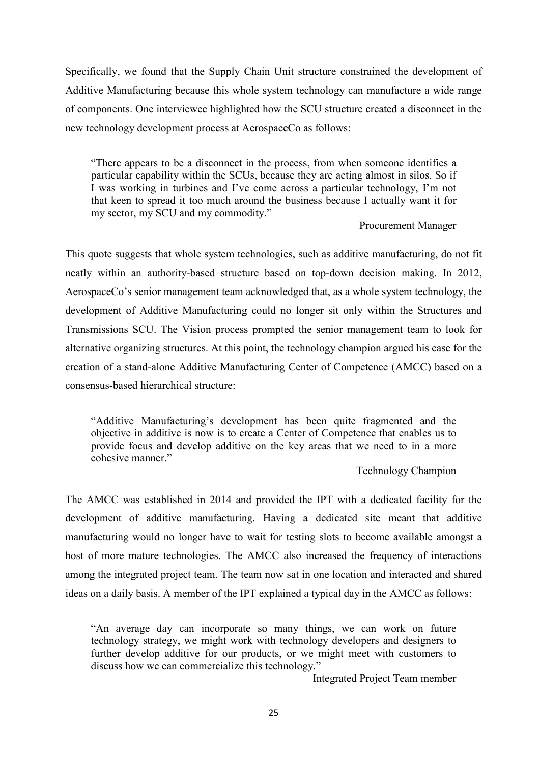Specifically, we found that the Supply Chain Unit structure constrained the development of Additive Manufacturing because this whole system technology can manufacture a wide range of components. One interviewee highlighted how the SCU structure created a disconnect in the new technology development process at AerospaceCo as follows:

> "There appears to be a disconnect in the process, from when someone identifies a particular capability within the SCUs, because they are acting almost in silos. So if I was working in turbines and I've come across a particular technology, I'm not that keen to spread it too much around the business because I actually want it for my sector, my SCU and my commodity."
>
> Procurement Manager

This quote suggests that whole system technologies, such as additive manufacturing, do not fit neatly within an authority-based structure based on top-down decision making. In 2012, AerospaceCo's senior management team acknowledged that, as a whole system technology, the development of Additive Manufacturing could no longer sit only within the Structures and Transmissions SCU. The Vision process prompted the senior management team to look for alternative organizing structures. At this point, the technology champion argued his case for the creation of a stand-alone Additive Manufacturing Center of Competence (AMCC) based on a consensus-based hierarchical structure:

> "Additive Manufacturing's development has been quite fragmented and the objective in additive is now is to create a Center of Competence that enables us to provide focus and develop additive on the key areas that we need to in a more cohesive manner."
>
> Technology Champion

The AMCC was established in 2014 and provided the IPT with a dedicated facility for the development of additive manufacturing. Having a dedicated site meant that additive manufacturing would no longer have to wait for testing slots to become available amongst a host of more mature technologies. The AMCC also increased the frequency of interactions among the integrated project team. The team now sat in one location and interacted and shared ideas on a daily basis. A member of the IPT explained a typical day in the AMCC as follows:

> "An average day can incorporate so many things, we can work on future technology strategy, we might work with technology developers and designers to further develop additive for our products, or we might meet with customers to discuss how we can commercialize this technology."
>
> Integrated Project Team member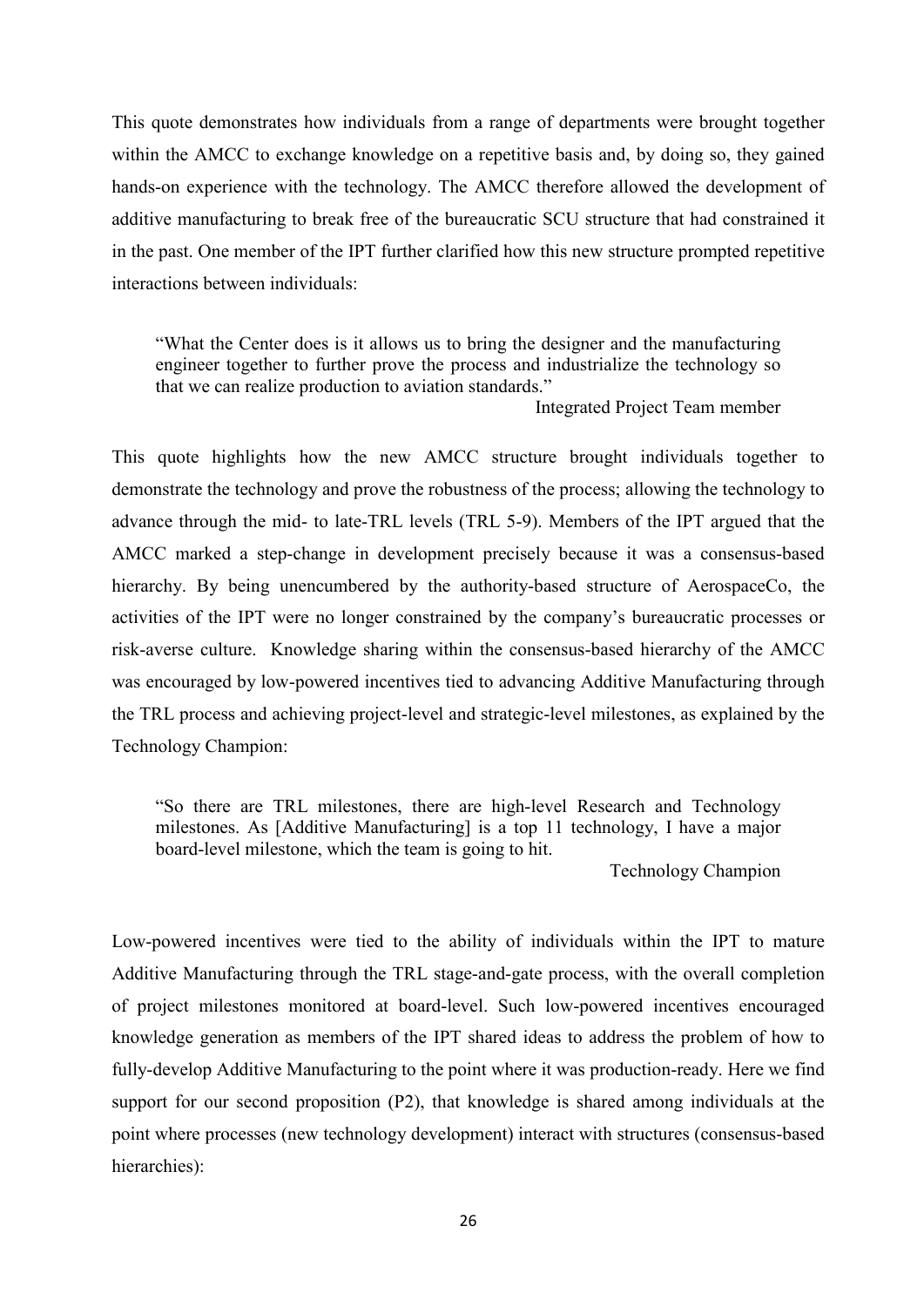This quote demonstrates how individuals from a range of departments were brought together within the AMCC to exchange knowledge on a repetitive basis and, by doing so, they gained hands-on experience with the technology. The AMCC therefore allowed the development of additive manufacturing to break free of the bureaucratic SCU structure that had constrained it in the past. One member of the IPT further clarified how this new structure prompted repetitive interactions between individuals:

> "What the Center does is it allows us to bring the designer and the manufacturing engineer together to further prove the process and industrialize the technology so that we can realize production to aviation standards."
>
> Integrated Project Team member

This quote highlights how the new AMCC structure brought individuals together to demonstrate the technology and prove the robustness of the process; allowing the technology to advance through the mid- to late-TRL levels (TRL 5-9). Members of the IPT argued that the AMCC marked a step-change in development precisely because it was a consensus-based hierarchy. By being unencumbered by the authority-based structure of AerospaceCo, the activities of the IPT were no longer constrained by the company's bureaucratic processes or risk-averse culture. Knowledge sharing within the consensus-based hierarchy of the AMCC was encouraged by low-powered incentives tied to advancing Additive Manufacturing through the TRL process and achieving project-level and strategic-level milestones, as explained by the Technology Champion:

> "So there are TRL milestones, there are high-level Research and Technology milestones. As [Additive Manufacturing] is a top 11 technology, I have a major board-level milestone, which the team is going to hit.
>
> Technology Champion

Low-powered incentives were tied to the ability of individuals within the IPT to mature Additive Manufacturing through the TRL stage-and-gate process, with the overall completion of project milestones monitored at board-level. Such low-powered incentives encouraged knowledge generation as members of the IPT shared ideas to address the problem of how to fully-develop Additive Manufacturing to the point where it was production-ready. Here we find support for our second proposition (P2), that knowledge is shared among individuals at the point where processes (new technology development) interact with structures (consensus-based hierarchies):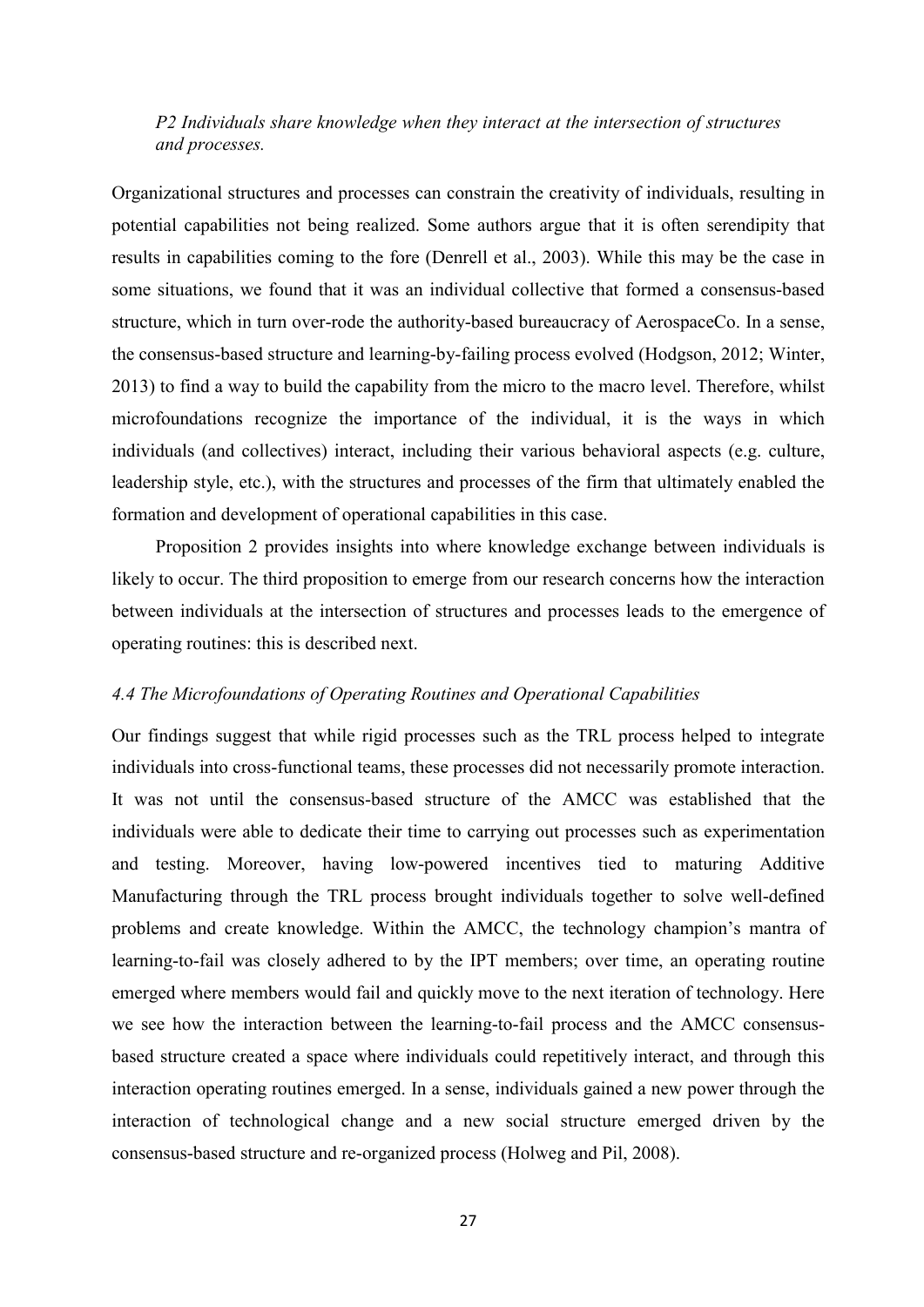*P2 Individuals share knowledge when they interact at the intersection of structures and processes.*

Organizational structures and processes can constrain the creativity of individuals, resulting in potential capabilities not being realized. Some authors argue that it is often serendipity that results in capabilities coming to the fore (Denrell et al., 2003). While this may be the case in some situations, we found that it was an individual collective that formed a consensus-based structure, which in turn over-rode the authority-based bureaucracy of AerospaceCo. In a sense, the consensus-based structure and learning-by-failing process evolved (Hodgson, 2012; Winter, 2013) to find a way to build the capability from the micro to the macro level. Therefore, whilst microfoundations recognize the importance of the individual, it is the ways in which individuals (and collectives) interact, including their various behavioral aspects (e.g. culture, leadership style, etc.), with the structures and processes of the firm that ultimately enabled the formation and development of operational capabilities in this case.

Proposition 2 provides insights into where knowledge exchange between individuals is likely to occur. The third proposition to emerge from our research concerns how the interaction between individuals at the intersection of structures and processes leads to the emergence of operating routines: this is described next.

### *4.4 The Microfoundations of Operating Routines and Operational Capabilities*

Our findings suggest that while rigid processes such as the TRL process helped to integrate individuals into cross-functional teams, these processes did not necessarily promote interaction. It was not until the consensus-based structure of the AMCC was established that the individuals were able to dedicate their time to carrying out processes such as experimentation and testing. Moreover, having low-powered incentives tied to maturing Additive Manufacturing through the TRL process brought individuals together to solve well-defined problems and create knowledge. Within the AMCC, the technology champion's mantra of learning-to-fail was closely adhered to by the IPT members; over time, an operating routine emerged where members would fail and quickly move to the next iteration of technology. Here we see how the interaction between the learning-to-fail process and the AMCC consensus-based structure created a space where individuals could repetitively interact, and through this interaction operating routines emerged. In a sense, individuals gained a new power through the interaction of technological change and a new social structure emerged driven by the consensus-based structure and re-organized process (Holweg and Pil, 2008).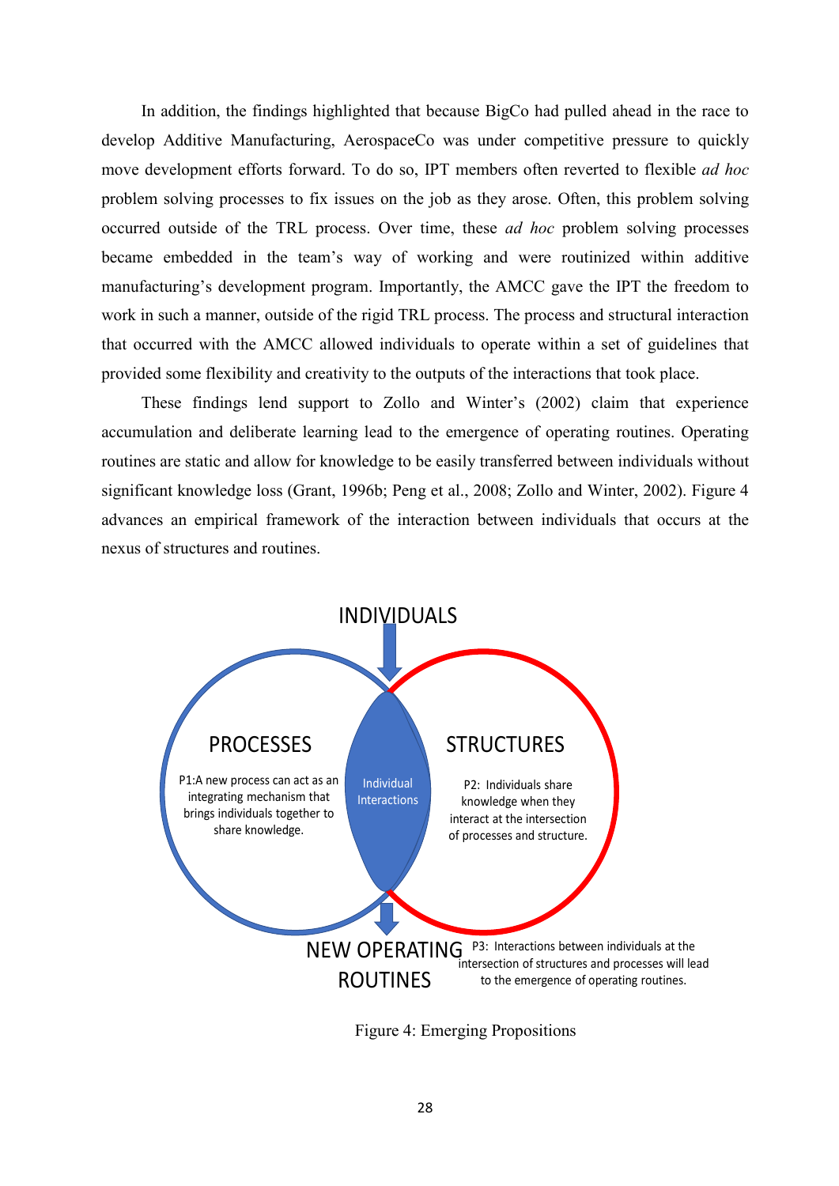In addition, the findings highlighted that because BigCo had pulled ahead in the race to develop Additive Manufacturing, AerospaceCo was under competitive pressure to quickly move development efforts forward. To do so, IPT members often reverted to flexible *ad hoc* problem solving processes to fix issues on the job as they arose. Often, this problem solving occurred outside of the TRL process. Over time, these *ad hoc* problem solving processes became embedded in the team's way of working and were routinized within additive manufacturing's development program. Importantly, the AMCC gave the IPT the freedom to work in such a manner, outside of the rigid TRL process. The process and structural interaction that occurred with the AMCC allowed individuals to operate within a set of guidelines that provided some flexibility and creativity to the outputs of the interactions that took place.

These findings lend support to Zollo and Winter's (2002) claim that experience accumulation and deliberate learning lead to the emergence of operating routines. Operating routines are static and allow for knowledge to be easily transferred between individuals without significant knowledge loss (Grant, 1996b; Peng et al., 2008; Zollo and Winter, 2002). Figure 4 advances an empirical framework of the interaction between individuals that occurs at the nexus of structures and routines.

INDIVIDUALS

PROCESSES

P1:A new process can act as an integrating mechanism that brings individuals together to share knowledge.

Individual Interactions

STRUCTURES

P2: Individuals share knowledge when they interact at the intersection of processes and structure.

NEW OPERATING ROUTINES

P3: Interactions between individuals at the intersection of structures and processes will lead to the emergence of operating routines.

Figure 4: Emerging Propositions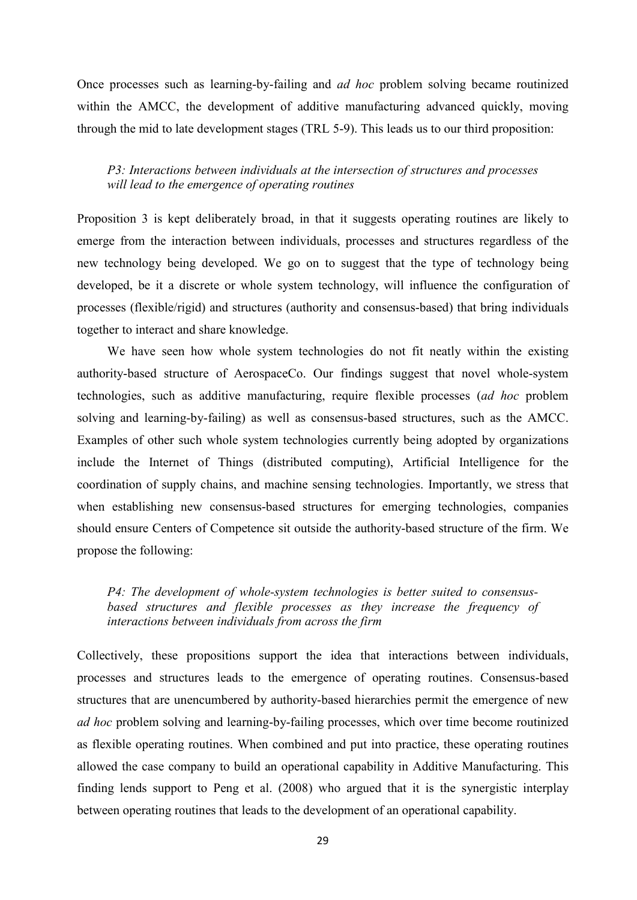Once processes such as learning-by-failing and *ad hoc* problem solving became routinized within the AMCC, the development of additive manufacturing advanced quickly, moving through the mid to late development stages (TRL 5-9). This leads us to our third proposition:

> *P3: Interactions between individuals at the intersection of structures and processes will lead to the emergence of operating routines*

Proposition 3 is kept deliberately broad, in that it suggests operating routines are likely to emerge from the interaction between individuals, processes and structures regardless of the new technology being developed. We go on to suggest that the type of technology being developed, be it a discrete or whole system technology, will influence the configuration of processes (flexible/rigid) and structures (authority and consensus-based) that bring individuals together to interact and share knowledge.

We have seen how whole system technologies do not fit neatly within the existing authority-based structure of AerospaceCo. Our findings suggest that novel whole-system technologies, such as additive manufacturing, require flexible processes (*ad hoc* problem solving and learning-by-failing) as well as consensus-based structures, such as the AMCC. Examples of other such whole system technologies currently being adopted by organizations include the Internet of Things (distributed computing), Artificial Intelligence for the coordination of supply chains, and machine sensing technologies. Importantly, we stress that when establishing new consensus-based structures for emerging technologies, companies should ensure Centers of Competence sit outside the authority-based structure of the firm. We propose the following:

> *P4: The development of whole-system technologies is better suited to consensus-based structures and flexible processes as they increase the frequency of interactions between individuals from across the firm*

Collectively, these propositions support the idea that interactions between individuals, processes and structures leads to the emergence of operating routines. Consensus-based structures that are unencumbered by authority-based hierarchies permit the emergence of new *ad hoc* problem solving and learning-by-failing processes, which over time become routinized as flexible operating routines. When combined and put into practice, these operating routines allowed the case company to build an operational capability in Additive Manufacturing. This finding lends support to Peng et al. (2008) who argued that it is the synergistic interplay between operating routines that leads to the development of an operational capability.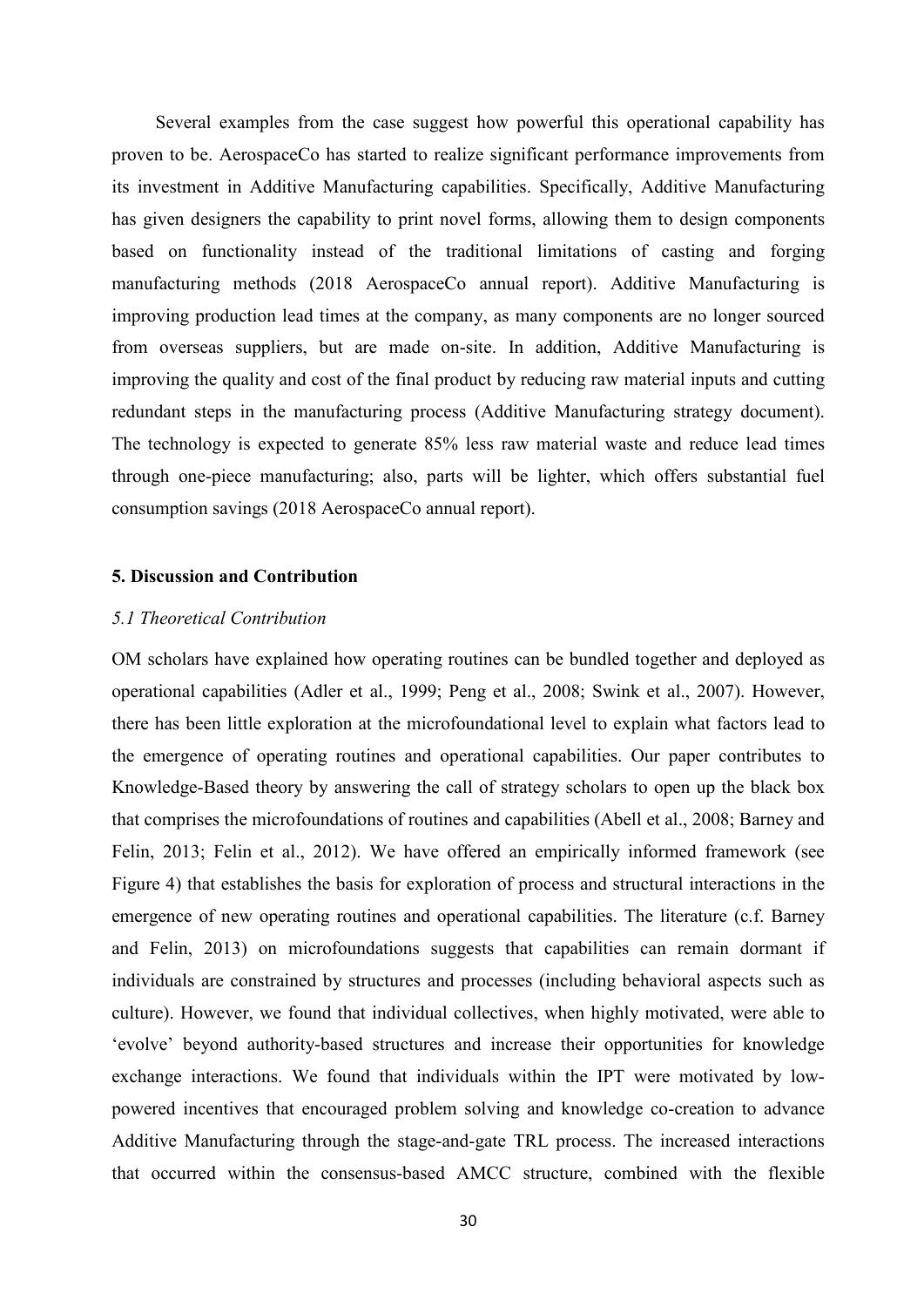Several examples from the case suggest how powerful this operational capability has proven to be. AerospaceCo has started to realize significant performance improvements from its investment in Additive Manufacturing capabilities. Specifically, Additive Manufacturing has given designers the capability to print novel forms, allowing them to design components based on functionality instead of the traditional limitations of casting and forging manufacturing methods (2018 AerospaceCo annual report). Additive Manufacturing is improving production lead times at the company, as many components are no longer sourced from overseas suppliers, but are made on-site. In addition, Additive Manufacturing is improving the quality and cost of the final product by reducing raw material inputs and cutting redundant steps in the manufacturing process (Additive Manufacturing strategy document). The technology is expected to generate 85% less raw material waste and reduce lead times through one-piece manufacturing; also, parts will be lighter, which offers substantial fuel consumption savings (2018 AerospaceCo annual report).

## 5. Discussion and Contribution

### *5.1 Theoretical Contribution*

OM scholars have explained how operating routines can be bundled together and deployed as operational capabilities (Adler et al., 1999; Peng et al., 2008; Swink et al., 2007). However, there has been little exploration at the microfoundational level to explain what factors lead to the emergence of operating routines and operational capabilities. Our paper contributes to Knowledge-Based theory by answering the call of strategy scholars to open up the black box that comprises the microfoundations of routines and capabilities (Abell et al., 2008; Barney and Felin, 2013; Felin et al., 2012). We have offered an empirically informed framework (see Figure 4) that establishes the basis for exploration of process and structural interactions in the emergence of new operating routines and operational capabilities. The literature (c.f. Barney and Felin, 2013) on microfoundations suggests that capabilities can remain dormant if individuals are constrained by structures and processes (including behavioral aspects such as culture). However, we found that individual collectives, when highly motivated, were able to 'evolve' beyond authority-based structures and increase their opportunities for knowledge exchange interactions. We found that individuals within the IPT were motivated by low-powered incentives that encouraged problem solving and knowledge co-creation to advance Additive Manufacturing through the stage-and-gate TRL process. The increased interactions that occurred within the consensus-based AMCC structure, combined with the flexible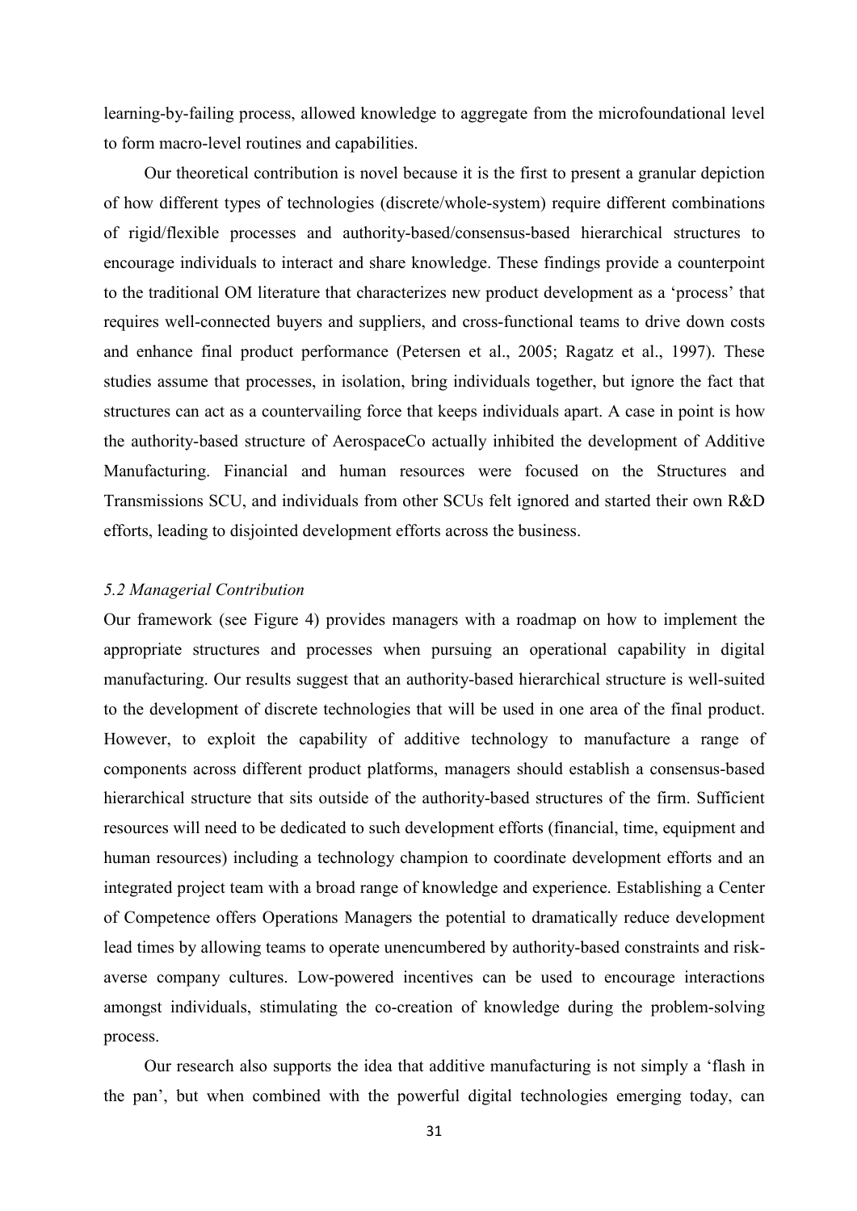learning-by-failing process, allowed knowledge to aggregate from the microfoundational level to form macro-level routines and capabilities.

Our theoretical contribution is novel because it is the first to present a granular depiction of how different types of technologies (discrete/whole-system) require different combinations of rigid/flexible processes and authority-based/consensus-based hierarchical structures to encourage individuals to interact and share knowledge. These findings provide a counterpoint to the traditional OM literature that characterizes new product development as a 'process' that requires well-connected buyers and suppliers, and cross-functional teams to drive down costs and enhance final product performance (Petersen et al., 2005; Ragatz et al., 1997). These studies assume that processes, in isolation, bring individuals together, but ignore the fact that structures can act as a countervailing force that keeps individuals apart. A case in point is how the authority-based structure of AerospaceCo actually inhibited the development of Additive Manufacturing. Financial and human resources were focused on the Structures and Transmissions SCU, and individuals from other SCUs felt ignored and started their own R&D efforts, leading to disjointed development efforts across the business.

### *5.2 Managerial Contribution*

Our framework (see Figure 4) provides managers with a roadmap on how to implement the appropriate structures and processes when pursuing an operational capability in digital manufacturing. Our results suggest that an authority-based hierarchical structure is well-suited to the development of discrete technologies that will be used in one area of the final product. However, to exploit the capability of additive technology to manufacture a range of components across different product platforms, managers should establish a consensus-based hierarchical structure that sits outside of the authority-based structures of the firm. Sufficient resources will need to be dedicated to such development efforts (financial, time, equipment and human resources) including a technology champion to coordinate development efforts and an integrated project team with a broad range of knowledge and experience. Establishing a Center of Competence offers Operations Managers the potential to dramatically reduce development lead times by allowing teams to operate unencumbered by authority-based constraints and risk-averse company cultures. Low-powered incentives can be used to encourage interactions amongst individuals, stimulating the co-creation of knowledge during the problem-solving process.

Our research also supports the idea that additive manufacturing is not simply a 'flash in the pan', but when combined with the powerful digital technologies emerging today, can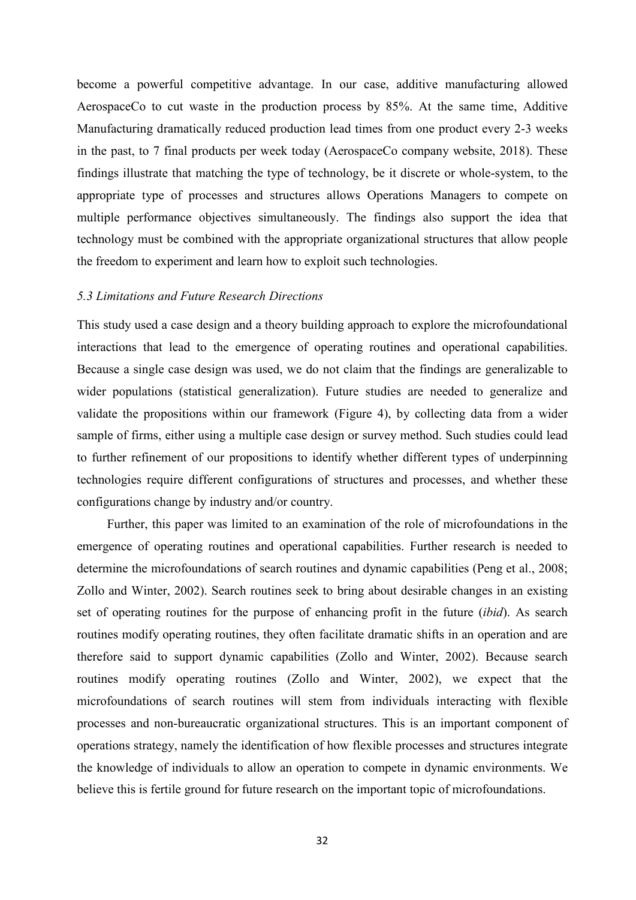become a powerful competitive advantage. In our case, additive manufacturing allowed AerospaceCo to cut waste in the production process by 85%. At the same time, Additive Manufacturing dramatically reduced production lead times from one product every 2-3 weeks in the past, to 7 final products per week today (AerospaceCo company website, 2018). These findings illustrate that matching the type of technology, be it discrete or whole-system, to the appropriate type of processes and structures allows Operations Managers to compete on multiple performance objectives simultaneously. The findings also support the idea that technology must be combined with the appropriate organizational structures that allow people the freedom to experiment and learn how to exploit such technologies.

### *5.3 Limitations and Future Research Directions*

This study used a case design and a theory building approach to explore the microfoundational interactions that lead to the emergence of operating routines and operational capabilities. Because a single case design was used, we do not claim that the findings are generalizable to wider populations (statistical generalization). Future studies are needed to generalize and validate the propositions within our framework (Figure 4), by collecting data from a wider sample of firms, either using a multiple case design or survey method. Such studies could lead to further refinement of our propositions to identify whether different types of underpinning technologies require different configurations of structures and processes, and whether these configurations change by industry and/or country.

Further, this paper was limited to an examination of the role of microfoundations in the emergence of operating routines and operational capabilities. Further research is needed to determine the microfoundations of search routines and dynamic capabilities (Peng et al., 2008; Zollo and Winter, 2002). Search routines seek to bring about desirable changes in an existing set of operating routines for the purpose of enhancing profit in the future (*ibid*). As search routines modify operating routines, they often facilitate dramatic shifts in an operation and are therefore said to support dynamic capabilities (Zollo and Winter, 2002). Because search routines modify operating routines (Zollo and Winter, 2002), we expect that the microfoundations of search routines will stem from individuals interacting with flexible processes and non-bureaucratic organizational structures. This is an important component of operations strategy, namely the identification of how flexible processes and structures integrate the knowledge of individuals to allow an operation to compete in dynamic environments. We believe this is fertile ground for future research on the important topic of microfoundations.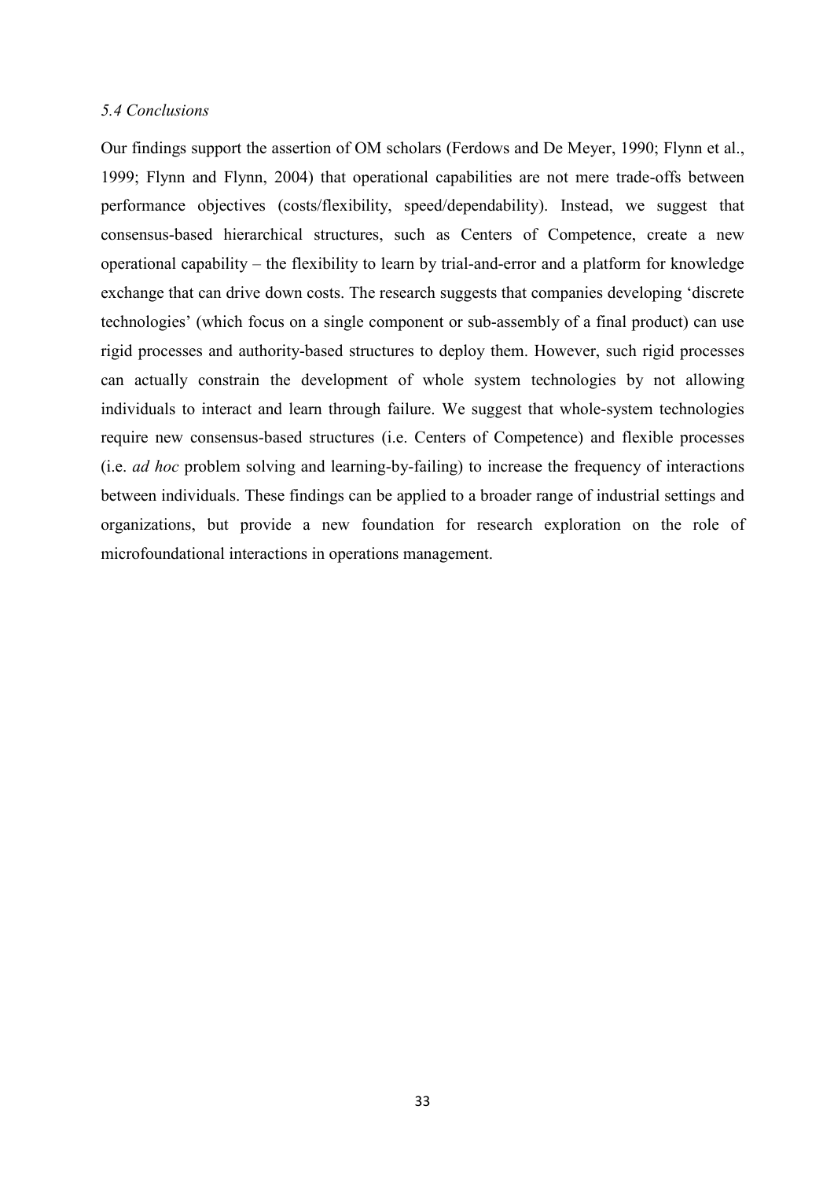### *5.4 Conclusions*

Our findings support the assertion of OM scholars (Ferdows and De Meyer, 1990; Flynn et al., 1999; Flynn and Flynn, 2004) that operational capabilities are not mere trade-offs between performance objectives (costs/flexibility, speed/dependability). Instead, we suggest that consensus-based hierarchical structures, such as Centers of Competence, create a new operational capability – the flexibility to learn by trial-and-error and a platform for knowledge exchange that can drive down costs. The research suggests that companies developing 'discrete technologies' (which focus on a single component or sub-assembly of a final product) can use rigid processes and authority-based structures to deploy them. However, such rigid processes can actually constrain the development of whole system technologies by not allowing individuals to interact and learn through failure. We suggest that whole-system technologies require new consensus-based structures (i.e. Centers of Competence) and flexible processes (i.e. *ad hoc* problem solving and learning-by-failing) to increase the frequency of interactions between individuals. These findings can be applied to a broader range of industrial settings and organizations, but provide a new foundation for research exploration on the role of microfoundational interactions in operations management.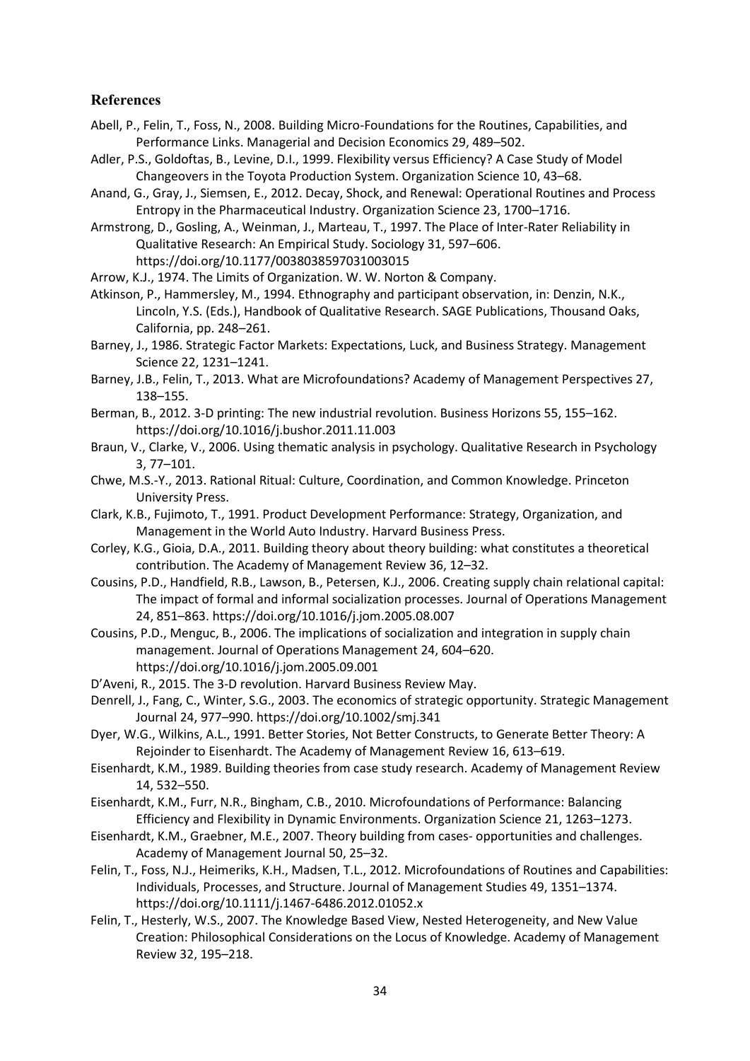## References

Abell, P., Felin, T., Foss, N., 2008. Building Micro-Foundations for the Routines, Capabilities, and Performance Links. Managerial and Decision Economics 29, 489–502.

Adler, P.S., Goldoftas, B., Levine, D.I., 1999. Flexibility versus Efficiency? A Case Study of Model Changeovers in the Toyota Production System. Organization Science 10, 43–68.

Anand, G., Gray, J., Siemsen, E., 2012. Decay, Shock, and Renewal: Operational Routines and Process Entropy in the Pharmaceutical Industry. Organization Science 23, 1700–1716.

Armstrong, D., Gosling, A., Weinman, J., Marteau, T., 1997. The Place of Inter-Rater Reliability in Qualitative Research: An Empirical Study. Sociology 31, 597–606. https://doi.org/10.1177/0038038597031003015

Arrow, K.J., 1974. The Limits of Organization. W. W. Norton & Company.

Atkinson, P., Hammersley, M., 1994. Ethnography and participant observation, in: Denzin, N.K., Lincoln, Y.S. (Eds.), Handbook of Qualitative Research. SAGE Publications, Thousand Oaks, California, pp. 248–261.

Barney, J., 1986. Strategic Factor Markets: Expectations, Luck, and Business Strategy. Management Science 22, 1231–1241.

Barney, J.B., Felin, T., 2013. What are Microfoundations? Academy of Management Perspectives 27, 138–155.

Berman, B., 2012. 3-D printing: The new industrial revolution. Business Horizons 55, 155–162. https://doi.org/10.1016/j.bushor.2011.11.003

Braun, V., Clarke, V., 2006. Using thematic analysis in psychology. Qualitative Research in Psychology 3, 77–101.

Chwe, M.S.-Y., 2013. Rational Ritual: Culture, Coordination, and Common Knowledge. Princeton University Press.

Clark, K.B., Fujimoto, T., 1991. Product Development Performance: Strategy, Organization, and Management in the World Auto Industry. Harvard Business Press.

Corley, K.G., Gioia, D.A., 2011. Building theory about theory building: what constitutes a theoretical contribution. The Academy of Management Review 36, 12–32.

Cousins, P.D., Handfield, R.B., Lawson, B., Petersen, K.J., 2006. Creating supply chain relational capital: The impact of formal and informal socialization processes. Journal of Operations Management 24, 851–863. https://doi.org/10.1016/j.jom.2005.08.007

Cousins, P.D., Menguc, B., 2006. The implications of socialization and integration in supply chain management. Journal of Operations Management 24, 604–620. https://doi.org/10.1016/j.jom.2005.09.001

D'Aveni, R., 2015. The 3-D revolution. Harvard Business Review May.

Denrell, J., Fang, C., Winter, S.G., 2003. The economics of strategic opportunity. Strategic Management Journal 24, 977–990. https://doi.org/10.1002/smj.341

Dyer, W.G., Wilkins, A.L., 1991. Better Stories, Not Better Constructs, to Generate Better Theory: A Rejoinder to Eisenhardt. The Academy of Management Review 16, 613–619.

Eisenhardt, K.M., 1989. Building theories from case study research. Academy of Management Review 14, 532–550.

Eisenhardt, K.M., Furr, N.R., Bingham, C.B., 2010. Microfoundations of Performance: Balancing Efficiency and Flexibility in Dynamic Environments. Organization Science 21, 1263–1273.

Eisenhardt, K.M., Graebner, M.E., 2007. Theory building from cases- opportunities and challenges. Academy of Management Journal 50, 25–32.

Felin, T., Foss, N.J., Heimeriks, K.H., Madsen, T.L., 2012. Microfoundations of Routines and Capabilities: Individuals, Processes, and Structure. Journal of Management Studies 49, 1351–1374. https://doi.org/10.1111/j.1467-6486.2012.01052.x

Felin, T., Hesterly, W.S., 2007. The Knowledge Based View, Nested Heterogeneity, and New Value Creation: Philosophical Considerations on the Locus of Knowledge. Academy of Management Review 32, 195–218.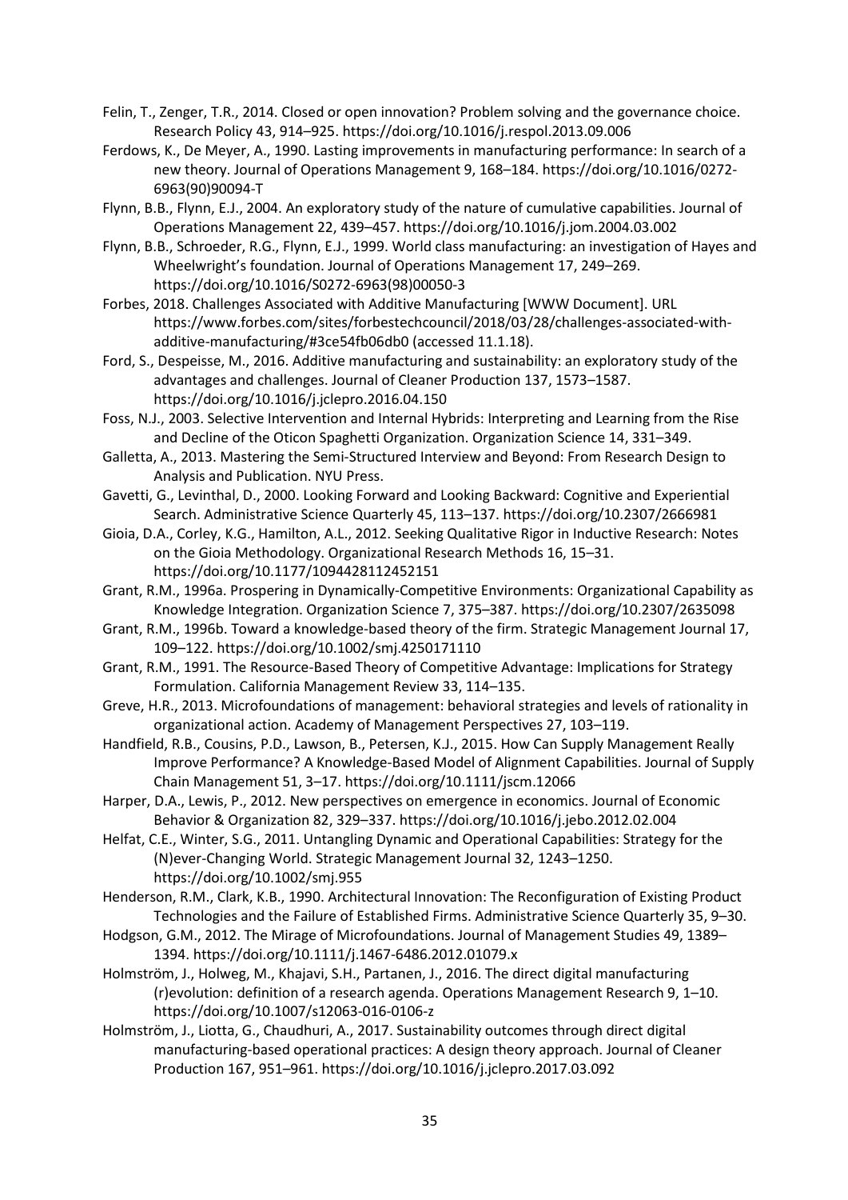Felin, T., Zenger, T.R., 2014. Closed or open innovation? Problem solving and the governance choice. Research Policy 43, 914–925. https://doi.org/10.1016/j.respol.2013.09.006

Ferdows, K., De Meyer, A., 1990. Lasting improvements in manufacturing performance: In search of a new theory. Journal of Operations Management 9, 168–184. https://doi.org/10.1016/0272-6963(90)90094-T

Flynn, B.B., Flynn, E.J., 2004. An exploratory study of the nature of cumulative capabilities. Journal of Operations Management 22, 439–457. https://doi.org/10.1016/j.jom.2004.03.002

Flynn, B.B., Schroeder, R.G., Flynn, E.J., 1999. World class manufacturing: an investigation of Hayes and Wheelwright's foundation. Journal of Operations Management 17, 249–269. https://doi.org/10.1016/S0272-6963(98)00050-3

Forbes, 2018. Challenges Associated with Additive Manufacturing [WWW Document]. URL https://www.forbes.com/sites/forbestechcouncil/2018/03/28/challenges-associated-with-additive-manufacturing/#3ce54fb06db0 (accessed 11.1.18).

Ford, S., Despeisse, M., 2016. Additive manufacturing and sustainability: an exploratory study of the advantages and challenges. Journal of Cleaner Production 137, 1573–1587. https://doi.org/10.1016/j.jclepro.2016.04.150

Foss, N.J., 2003. Selective Intervention and Internal Hybrids: Interpreting and Learning from the Rise and Decline of the Oticon Spaghetti Organization. Organization Science 14, 331–349.

Galletta, A., 2013. Mastering the Semi-Structured Interview and Beyond: From Research Design to Analysis and Publication. NYU Press.

Gavetti, G., Levinthal, D., 2000. Looking Forward and Looking Backward: Cognitive and Experiential Search. Administrative Science Quarterly 45, 113–137. https://doi.org/10.2307/2666981

Gioia, D.A., Corley, K.G., Hamilton, A.L., 2012. Seeking Qualitative Rigor in Inductive Research: Notes on the Gioia Methodology. Organizational Research Methods 16, 15–31. https://doi.org/10.1177/1094428112452151

Grant, R.M., 1996a. Prospering in Dynamically-Competitive Environments: Organizational Capability as Knowledge Integration. Organization Science 7, 375–387. https://doi.org/10.2307/2635098

Grant, R.M., 1996b. Toward a knowledge-based theory of the firm. Strategic Management Journal 17, 109–122. https://doi.org/10.1002/smj.4250171110

Grant, R.M., 1991. The Resource-Based Theory of Competitive Advantage: Implications for Strategy Formulation. California Management Review 33, 114–135.

Greve, H.R., 2013. Microfoundations of management: behavioral strategies and levels of rationality in organizational action. Academy of Management Perspectives 27, 103–119.

Handfield, R.B., Cousins, P.D., Lawson, B., Petersen, K.J., 2015. How Can Supply Management Really Improve Performance? A Knowledge-Based Model of Alignment Capabilities. Journal of Supply Chain Management 51, 3–17. https://doi.org/10.1111/jscm.12066

Harper, D.A., Lewis, P., 2012. New perspectives on emergence in economics. Journal of Economic Behavior & Organization 82, 329–337. https://doi.org/10.1016/j.jebo.2012.02.004

Helfat, C.E., Winter, S.G., 2011. Untangling Dynamic and Operational Capabilities: Strategy for the (N)ever-Changing World. Strategic Management Journal 32, 1243–1250. https://doi.org/10.1002/smj.955

Henderson, R.M., Clark, K.B., 1990. Architectural Innovation: The Reconfiguration of Existing Product Technologies and the Failure of Established Firms. Administrative Science Quarterly 35, 9–30.

Hodgson, G.M., 2012. The Mirage of Microfoundations. Journal of Management Studies 49, 1389–1394. https://doi.org/10.1111/j.1467-6486.2012.01079.x

Holmström, J., Holweg, M., Khajavi, S.H., Partanen, J., 2016. The direct digital manufacturing (r)evolution: definition of a research agenda. Operations Management Research 9, 1–10. https://doi.org/10.1007/s12063-016-0106-z

Holmström, J., Liotta, G., Chaudhuri, A., 2017. Sustainability outcomes through direct digital manufacturing-based operational practices: A design theory approach. Journal of Cleaner Production 167, 951–961. https://doi.org/10.1016/j.jclepro.2017.03.092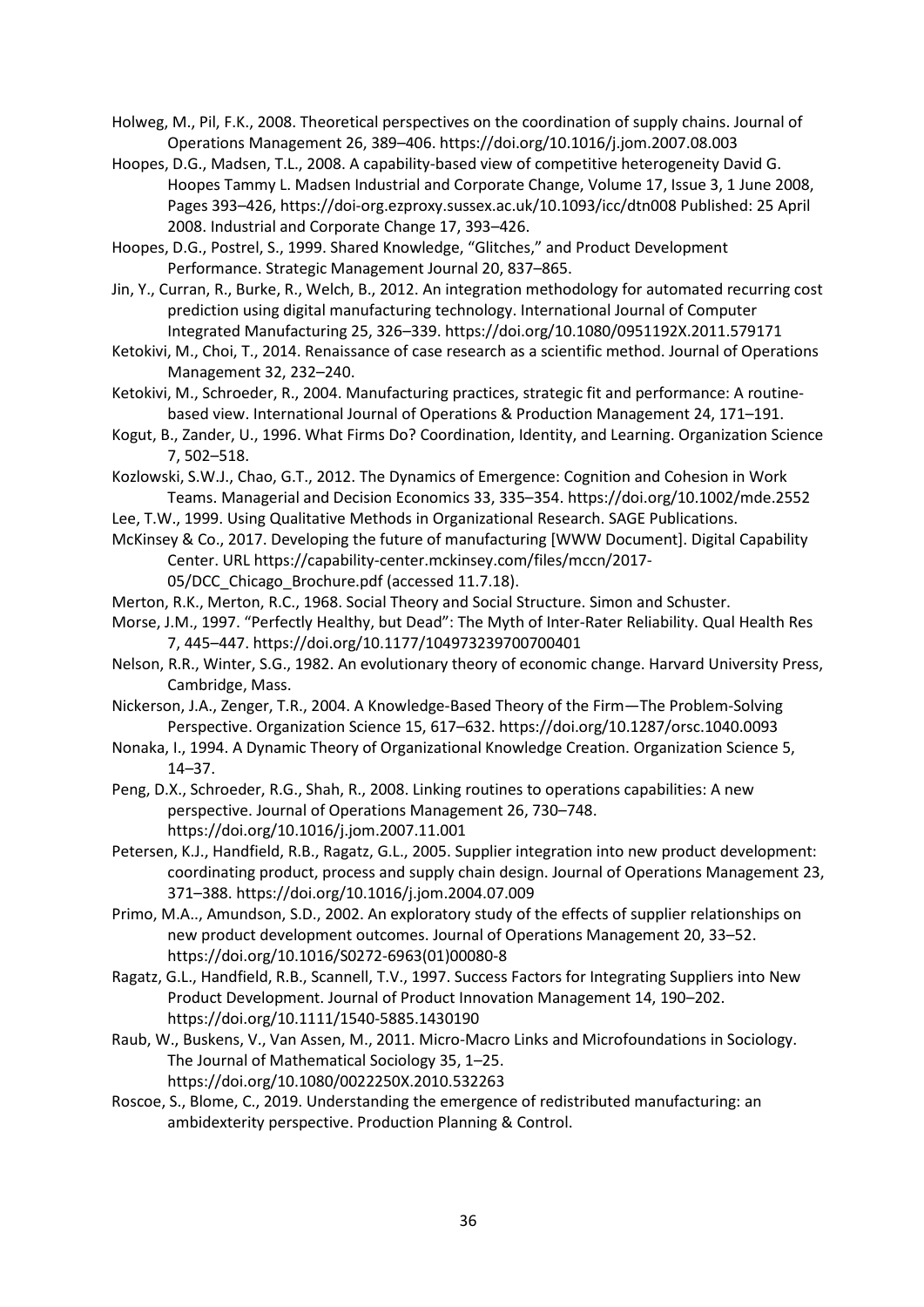Holweg, M., Pil, F.K., 2008. Theoretical perspectives on the coordination of supply chains. Journal of Operations Management 26, 389–406. https://doi.org/10.1016/j.jom.2007.08.003

Hoopes, D.G., Madsen, T.L., 2008. A capability-based view of competitive heterogeneity David G. Hoopes Tammy L. Madsen Industrial and Corporate Change, Volume 17, Issue 3, 1 June 2008, Pages 393–426, https://doi-org.ezproxy.sussex.ac.uk/10.1093/icc/dtn008 Published: 25 April 2008. Industrial and Corporate Change 17, 393–426.

Hoopes, D.G., Postrel, S., 1999. Shared Knowledge, "Glitches," and Product Development Performance. Strategic Management Journal 20, 837–865.

Jin, Y., Curran, R., Burke, R., Welch, B., 2012. An integration methodology for automated recurring cost prediction using digital manufacturing technology. International Journal of Computer Integrated Manufacturing 25, 326–339. https://doi.org/10.1080/0951192X.2011.579171

Ketokivi, M., Choi, T., 2014. Renaissance of case research as a scientific method. Journal of Operations Management 32, 232–240.

Ketokivi, M., Schroeder, R., 2004. Manufacturing practices, strategic fit and performance: A routine-based view. International Journal of Operations & Production Management 24, 171–191.

Kogut, B., Zander, U., 1996. What Firms Do? Coordination, Identity, and Learning. Organization Science 7, 502–518.

Kozlowski, S.W.J., Chao, G.T., 2012. The Dynamics of Emergence: Cognition and Cohesion in Work Teams. Managerial and Decision Economics 33, 335–354. https://doi.org/10.1002/mde.2552

Lee, T.W., 1999. Using Qualitative Methods in Organizational Research. SAGE Publications.

McKinsey & Co., 2017. Developing the future of manufacturing [WWW Document]. Digital Capability Center. URL https://capability-center.mckinsey.com/files/mccn/2017-05/DCC_Chicago_Brochure.pdf (accessed 11.7.18).

Merton, R.K., Merton, R.C., 1968. Social Theory and Social Structure. Simon and Schuster.

Morse, J.M., 1997. "Perfectly Healthy, but Dead": The Myth of Inter-Rater Reliability. Qual Health Res 7, 445–447. https://doi.org/10.1177/104973239700700401

Nelson, R.R., Winter, S.G., 1982. An evolutionary theory of economic change. Harvard University Press, Cambridge, Mass.

Nickerson, J.A., Zenger, T.R., 2004. A Knowledge-Based Theory of the Firm—The Problem-Solving Perspective. Organization Science 15, 617–632. https://doi.org/10.1287/orsc.1040.0093

Nonaka, I., 1994. A Dynamic Theory of Organizational Knowledge Creation. Organization Science 5, 14–37.

Peng, D.X., Schroeder, R.G., Shah, R., 2008. Linking routines to operations capabilities: A new perspective. Journal of Operations Management 26, 730–748. https://doi.org/10.1016/j.jom.2007.11.001

Petersen, K.J., Handfield, R.B., Ragatz, G.L., 2005. Supplier integration into new product development: coordinating product, process and supply chain design. Journal of Operations Management 23, 371–388. https://doi.org/10.1016/j.jom.2004.07.009

Primo, M.A.., Amundson, S.D., 2002. An exploratory study of the effects of supplier relationships on new product development outcomes. Journal of Operations Management 20, 33–52. https://doi.org/10.1016/S0272-6963(01)00080-8

Ragatz, G.L., Handfield, R.B., Scannell, T.V., 1997. Success Factors for Integrating Suppliers into New Product Development. Journal of Product Innovation Management 14, 190–202. https://doi.org/10.1111/1540-5885.1430190

Raub, W., Buskens, V., Van Assen, M., 2011. Micro-Macro Links and Microfoundations in Sociology. The Journal of Mathematical Sociology 35, 1–25. https://doi.org/10.1080/0022250X.2010.532263

Roscoe, S., Blome, C., 2019. Understanding the emergence of redistributed manufacturing: an ambidexterity perspective. Production Planning & Control.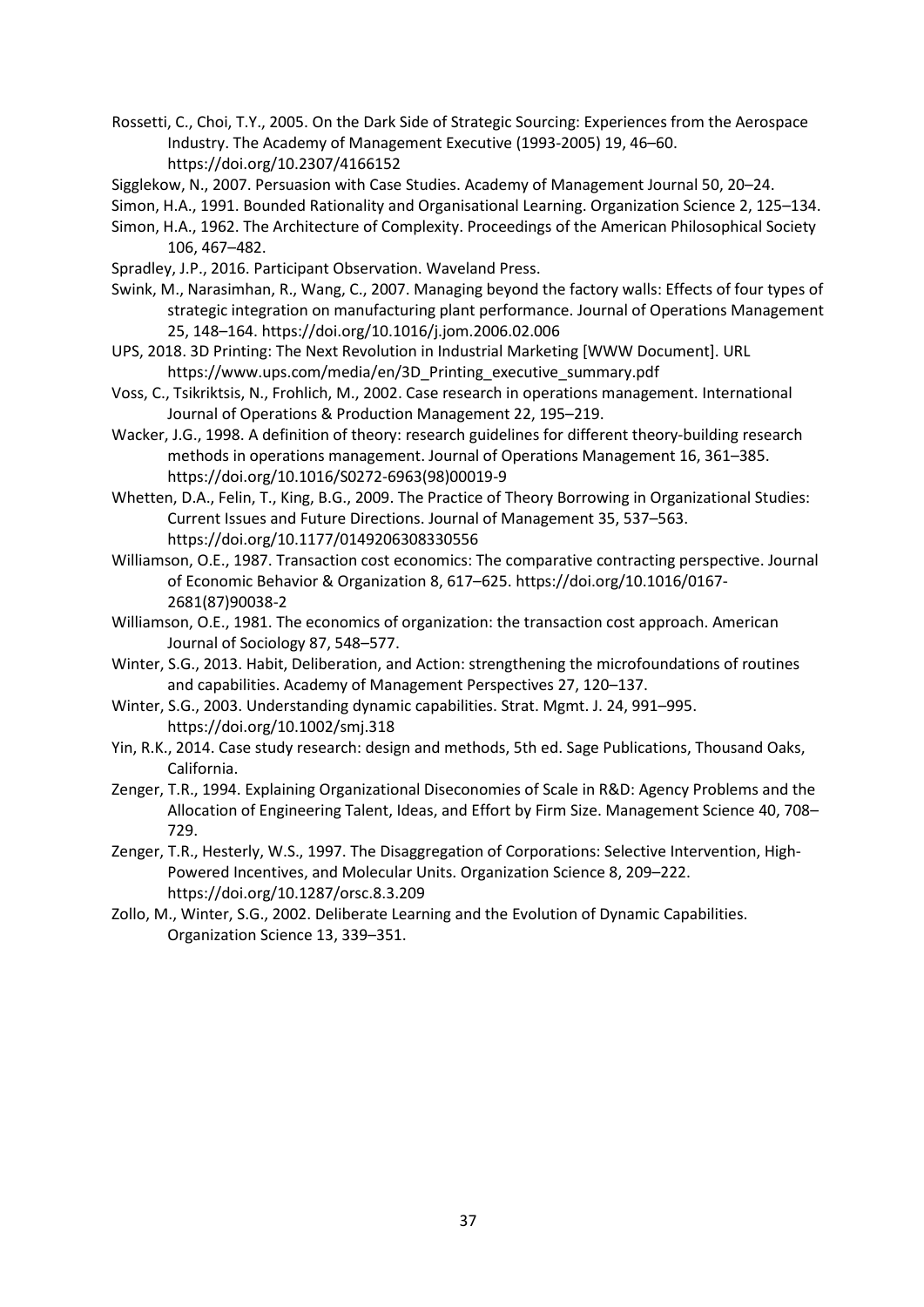Rossetti, C., Choi, T.Y., 2005. On the Dark Side of Strategic Sourcing: Experiences from the Aerospace Industry. The Academy of Management Executive (1993-2005) 19, 46–60. https://doi.org/10.2307/4166152

Sigglekow, N., 2007. Persuasion with Case Studies. Academy of Management Journal 50, 20–24.

Simon, H.A., 1991. Bounded Rationality and Organisational Learning. Organization Science 2, 125–134.

Simon, H.A., 1962. The Architecture of Complexity. Proceedings of the American Philosophical Society 106, 467–482.

Spradley, J.P., 2016. Participant Observation. Waveland Press.

Swink, M., Narasimhan, R., Wang, C., 2007. Managing beyond the factory walls: Effects of four types of strategic integration on manufacturing plant performance. Journal of Operations Management 25, 148–164. https://doi.org/10.1016/j.jom.2006.02.006

UPS, 2018. 3D Printing: The Next Revolution in Industrial Marketing [WWW Document]. URL https://www.ups.com/media/en/3D_Printing_executive_summary.pdf

Voss, C., Tsikriktsis, N., Frohlich, M., 2002. Case research in operations management. International Journal of Operations & Production Management 22, 195–219.

Wacker, J.G., 1998. A definition of theory: research guidelines for different theory-building research methods in operations management. Journal of Operations Management 16, 361–385. https://doi.org/10.1016/S0272-6963(98)00019-9

Whetten, D.A., Felin, T., King, B.G., 2009. The Practice of Theory Borrowing in Organizational Studies: Current Issues and Future Directions. Journal of Management 35, 537–563. https://doi.org/10.1177/0149206308330556

Williamson, O.E., 1987. Transaction cost economics: The comparative contracting perspective. Journal of Economic Behavior & Organization 8, 617–625. https://doi.org/10.1016/0167-2681(87)90038-2

Williamson, O.E., 1981. The economics of organization: the transaction cost approach. American Journal of Sociology 87, 548–577.

Winter, S.G., 2013. Habit, Deliberation, and Action: strengthening the microfoundations of routines and capabilities. Academy of Management Perspectives 27, 120–137.

Winter, S.G., 2003. Understanding dynamic capabilities. Strat. Mgmt. J. 24, 991–995. https://doi.org/10.1002/smj.318

Yin, R.K., 2014. Case study research: design and methods, 5th ed. Sage Publications, Thousand Oaks, California.

Zenger, T.R., 1994. Explaining Organizational Diseconomies of Scale in R&D: Agency Problems and the Allocation of Engineering Talent, Ideas, and Effort by Firm Size. Management Science 40, 708–729.

Zenger, T.R., Hesterly, W.S., 1997. The Disaggregation of Corporations: Selective Intervention, High-Powered Incentives, and Molecular Units. Organization Science 8, 209–222. https://doi.org/10.1287/orsc.8.3.209

Zollo, M., Winter, S.G., 2002. Deliberate Learning and the Evolution of Dynamic Capabilities. Organization Science 13, 339–351.